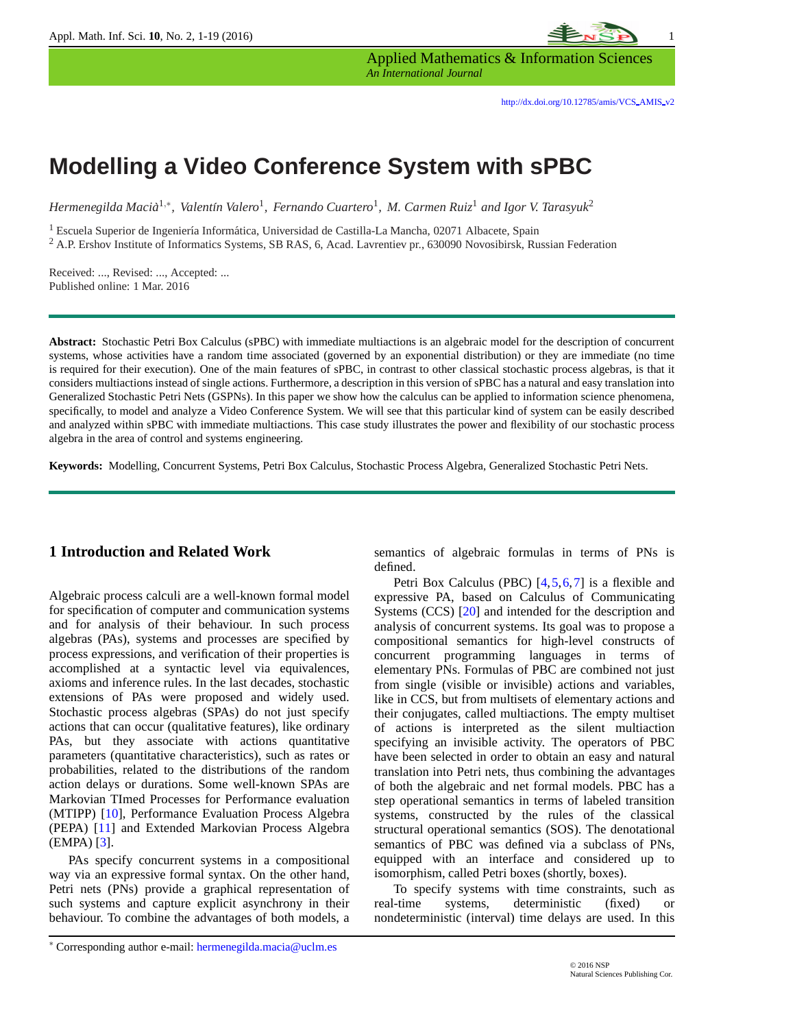# Modelling a Video Conference System with sPBC

*Hermenegilda Macià*[1,*], *Valentín Valero*[1], *Fernando Cuartero*[1], *M. Carmen Ruiz*[1] *and Igor V. Tarasyuk*[2]

[1] Escuela Superior de Ingeniería Informática, Universidad de Castilla-La Mancha, 02071 Albacete, Spain
[2] A.P. Ershov Institute of Informatics Systems, SB RAS, 6, Acad. Lavrentiev pr., 630090 Novosibirsk, Russian Federation

Received: ..., Revised: ..., Accepted: ...
Published online: 1 Mar. 2016

**Abstract:** Stochastic Petri Box Calculus (sPBC) with immediate multiactions is an algebraic model for the description of concurrent systems, whose activities have a random time associated (governed by an exponential distribution) or they are immediate (no time is required for their execution). One of the main features of sPBC, in contrast to other classical stochastic process algebras, is that it considers multiactions instead of single actions. Furthermore, a description in this version of sPBC has a natural and easy translation into Generalized Stochastic Petri Nets (GSPNs). In this paper we show how the calculus can be applied to information science phenomena, specifically, to model and analyze a Video Conference System. We will see that this particular kind of system can be easily described and analyzed within sPBC with immediate multiactions. This case study illustrates the power and flexibility of our stochastic process algebra in the area of control and systems engineering.

**Keywords:** Modelling, Concurrent Systems, Petri Box Calculus, Stochastic Process Algebra, Generalized Stochastic Petri Nets.

## 1 Introduction and Related Work

Algebraic process calculi are a well-known formal model for specification of computer and communication systems and for analysis of their behaviour. In such process algebras (PAs), systems and processes are specified by process expressions, and verification of their properties is accomplished at a syntactic level via equivalences, axioms and inference rules. In the last decades, stochastic extensions of PAs were proposed and widely used. Stochastic process algebras (SPAs) do not just specify actions that can occur (qualitative features), like ordinary PAs, but they associate with actions quantitative parameters (quantitative characteristics), such as rates or probabilities, related to the distributions of the random action delays or durations. Some well-known SPAs are Markovian TImed Processes for Performance evaluation (MTIPP) [10], Performance Evaluation Process Algebra (PEPA) [11] and Extended Markovian Process Algebra (EMPA) [3].

PAs specify concurrent systems in a compositional way via an expressive formal syntax. On the other hand, Petri nets (PNs) provide a graphical representation of such systems and capture explicit asynchrony in their behaviour. To combine the advantages of both models, a semantics of algebraic formulas in terms of PNs is defined.

Petri Box Calculus (PBC) [4,5,6,7] is a flexible and expressive PA, based on Calculus of Communicating Systems (CCS) [20] and intended for the description and analysis of concurrent systems. Its goal was to propose a compositional semantics for high-level constructs of concurrent programming languages in terms of elementary PNs. Formulas of PBC are combined not just from single (visible or invisible) actions and variables, like in CCS, but from multisets of elementary actions and their conjugates, called multiactions. The empty multiset of actions is interpreted as the silent multiaction specifying an invisible activity. The operators of PBC have been selected in order to obtain an easy and natural translation into Petri nets, thus combining the advantages of both the algebraic and net formal models. PBC has a step operational semantics in terms of labeled transition systems, constructed by the rules of the classical structural operational semantics (SOS). The denotational semantics of PBC was defined via a subclass of PNs, equipped with an interface and considered up to isomorphism, called Petri boxes (shortly, boxes).

To specify systems with time constraints, such as real-time systems, deterministic (fixed) or nondeterministic (interval) time delays are used. In this

---

* Corresponding author e-mail: hermenegilda.macia@uclm.es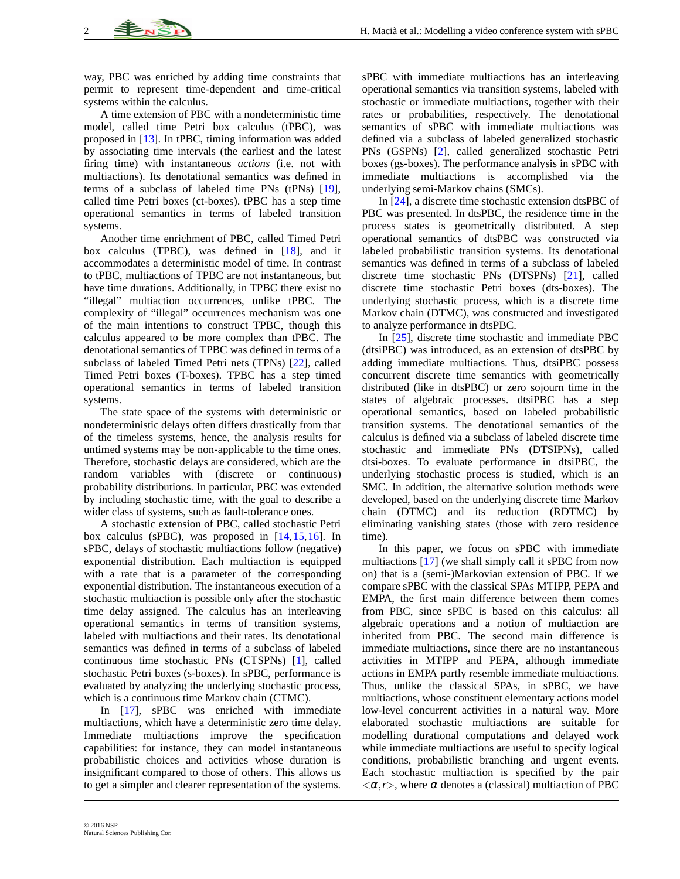way, PBC was enriched by adding time constraints that permit to represent time-dependent and time-critical systems within the calculus.

A time extension of PBC with a nondeterministic time model, called time Petri box calculus (tPBC), was proposed in [13]. In tPBC, timing information was added by associating time intervals (the earliest and the latest firing time) with instantaneous *actions* (i.e. not with multiactions). Its denotational semantics was defined in terms of a subclass of labeled time PNs (tPNs) [19], called time Petri boxes (ct-boxes). tPBC has a step time operational semantics in terms of labeled transition systems.

Another time enrichment of PBC, called Timed Petri box calculus (TPBC), was defined in [18], and it accommodates a deterministic model of time. In contrast to tPBC, multiactions of TPBC are not instantaneous, but have time durations. Additionally, in TPBC there exist no "illegal" multiaction occurrences, unlike tPBC. The complexity of "illegal" occurrences mechanism was one of the main intentions to construct TPBC, though this calculus appeared to be more complex than tPBC. The denotational semantics of TPBC was defined in terms of a subclass of labeled Timed Petri nets (TPNs) [22], called Timed Petri boxes (T-boxes). TPBC has a step timed operational semantics in terms of labeled transition systems.

The state space of the systems with deterministic or nondeterministic delays often differs drastically from that of the timeless systems, hence, the analysis results for untimed systems may be non-applicable to the time ones. Therefore, stochastic delays are considered, which are the random variables with (discrete or continuous) probability distributions. In particular, PBC was extended by including stochastic time, with the goal to describe a wider class of systems, such as fault-tolerance ones.

A stochastic extension of PBC, called stochastic Petri box calculus (sPBC), was proposed in [14,15,16]. In sPBC, delays of stochastic multiactions follow (negative) exponential distribution. Each multiaction is equipped with a rate that is a parameter of the corresponding exponential distribution. The instantaneous execution of a stochastic multiaction is possible only after the stochastic time delay assigned. The calculus has an interleaving operational semantics in terms of transition systems, labeled with multiactions and their rates. Its denotational semantics was defined in terms of a subclass of labeled continuous time stochastic PNs (CTSPNs) [1], called stochastic Petri boxes (s-boxes). In sPBC, performance is evaluated by analyzing the underlying stochastic process, which is a continuous time Markov chain (CTMC).

In [17], sPBC was enriched with immediate multiactions, which have a deterministic zero time delay. Immediate multiactions improve the specification capabilities: for instance, they can model instantaneous probabilistic choices and activities whose duration is insignificant compared to those of others. This allows us to get a simpler and clearer representation of the systems.

sPBC with immediate multiactions has an interleaving operational semantics via transition systems, labeled with stochastic or immediate multiactions, together with their rates or probabilities, respectively. The denotational semantics of sPBC with immediate multiactions was defined via a subclass of labeled generalized stochastic PNs (GSPNs) [2], called generalized stochastic Petri boxes (gs-boxes). The performance analysis in sPBC with immediate multiactions is accomplished via the underlying semi-Markov chains (SMCs).

In [24], a discrete time stochastic extension dtsPBC of PBC was presented. In dtsPBC, the residence time in the process states is geometrically distributed. A step operational semantics of dtsPBC was constructed via labeled probabilistic transition systems. Its denotational semantics was defined in terms of a subclass of labeled discrete time stochastic PNs (DTSPNs) [21], called discrete time stochastic Petri boxes (dts-boxes). The underlying stochastic process, which is a discrete time Markov chain (DTMC), was constructed and investigated to analyze performance in dtsPBC.

In [25], discrete time stochastic and immediate PBC (dtsiPBC) was introduced, as an extension of dtsPBC by adding immediate multiactions. Thus, dtsiPBC possess concurrent discrete time semantics with geometrically distributed (like in dtsPBC) or zero sojourn time in the states of algebraic processes. dtsiPBC has a step operational semantics, based on labeled probabilistic transition systems. The denotational semantics of the calculus is defined via a subclass of labeled discrete time stochastic and immediate PNs (DTSIPNs), called dtsi-boxes. To evaluate performance in dtsiPBC, the underlying stochastic process is studied, which is an SMC. In addition, the alternative solution methods were developed, based on the underlying discrete time Markov chain (DTMC) and its reduction (RDTMC) by eliminating vanishing states (those with zero residence time).

In this paper, we focus on sPBC with immediate multiactions [17] (we shall simply call it sPBC from now on) that is a (semi-)Markovian extension of PBC. If we compare sPBC with the classical SPAs MTIPP, PEPA and EMPA, the first main difference between them comes from PBC, since sPBC is based on this calculus: all algebraic operations and a notion of multiaction are inherited from PBC. The second main difference is immediate multiactions, since there are no instantaneous activities in MTIPP and PEPA, although immediate actions in EMPA partly resemble immediate multiactions. Thus, unlike the classical SPAs, in sPBC, we have multiactions, whose constituent elementary actions model low-level concurrent activities in a natural way. More elaborated stochastic multiactions are suitable for modelling durational computations and delayed work while immediate multiactions are useful to specify logical conditions, probabilistic branching and urgent events. Each stochastic multiaction is specified by the pair $<\alpha,r>$, where $\alpha$ denotes a (classical) multiaction of PBC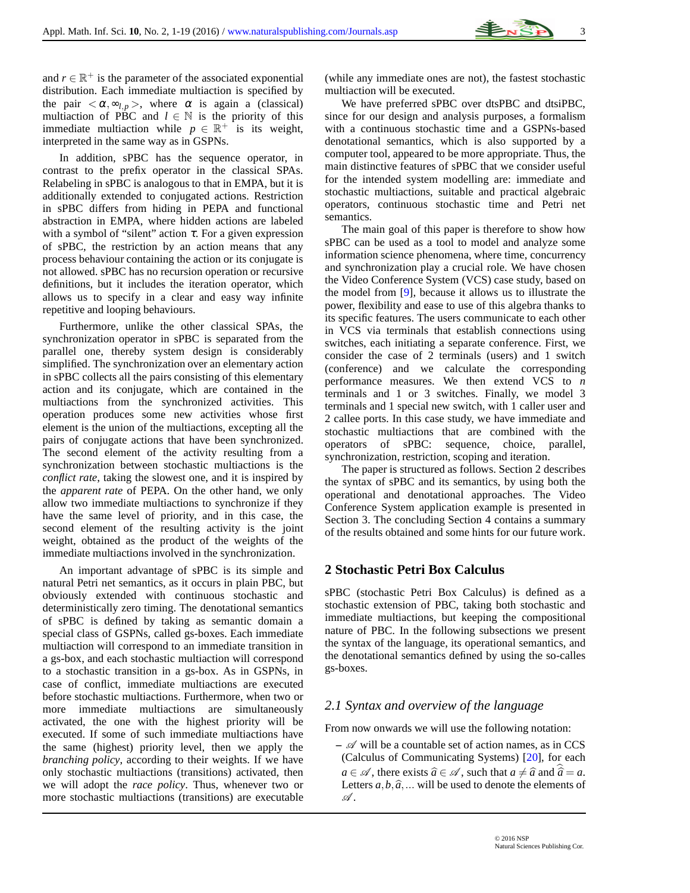and $r \in \mathbb{R}^+$ is the parameter of the associated exponential distribution. Each immediate multiaction is specified by the pair $<\alpha, \infty_{l,p}>$, where $\alpha$ is again a (classical) multiaction of PBC and $l \in \mathbb{N}$ is the priority of this immediate multiaction while $p \in \mathbb{R}^+$ is its weight, interpreted in the same way as in GSPNs.

In addition, sPBC has the sequence operator, in contrast to the prefix operator in the classical SPAs. Relabeling in sPBC is analogous to that in EMPA, but it is additionally extended to conjugated actions. Restriction in sPBC differs from hiding in PEPA and functional abstraction in EMPA, where hidden actions are labeled with a symbol of "silent" action $\tau$. For a given expression of sPBC, the restriction by an action means that any process behaviour containing the action or its conjugate is not allowed. sPBC has no recursion operation or recursive definitions, but it includes the iteration operator, which allows us to specify in a clear and easy way infinite repetitive and looping behaviours.

Furthermore, unlike the other classical SPAs, the synchronization operator in sPBC is separated from the parallel one, thereby system design is considerably simplified. The synchronization over an elementary action in sPBC collects all the pairs consisting of this elementary action and its conjugate, which are contained in the multiactions from the synchronized activities. This operation produces some new activities whose first element is the union of the multiactions, excepting all the pairs of conjugate actions that have been synchronized. The second element of the activity resulting from a synchronization between stochastic multiactions is the *conflict rate*, taking the slowest one, and it is inspired by the *apparent rate* of PEPA. On the other hand, we only allow two immediate multiactions to synchronize if they have the same level of priority, and in this case, the second element of the resulting activity is the joint weight, obtained as the product of the weights of the immediate multiactions involved in the synchronization.

An important advantage of sPBC is its simple and natural Petri net semantics, as it occurs in plain PBC, but obviously extended with continuous stochastic and deterministically zero timing. The denotational semantics of sPBC is defined by taking as semantic domain a special class of GSPNs, called gs-boxes. Each immediate multiaction will correspond to an immediate transition in a gs-box, and each stochastic multiaction will correspond to a stochastic transition in a gs-box. As in GSPNs, in case of conflict, immediate multiactions are executed before stochastic multiactions. Furthermore, when two or more immediate multiactions are simultaneously activated, then the one with the highest priority will be executed. If some of such immediate multiactions have the same (highest) priority level, then we apply the *branching policy*, according to their weights. If we have only stochastic multiactions (transitions) activated, then we will adopt the *race policy*. Thus, whenever two or more stochastic multiactions (transitions) are executable (while any immediate ones are not), the fastest stochastic multiaction will be executed.

We have preferred sPBC over dtsPBC and dtsiPBC, since for our design and analysis purposes, a formalism with a continuous stochastic time and a GSPNs-based denotational semantics, which is also supported by a computer tool, appeared to be more appropriate. Thus, the main distinctive features of sPBC that we consider useful for the intended system modelling are: immediate and stochastic multiactions, suitable and practical algebraic operators, continuous stochastic time and Petri net semantics.

The main goal of this paper is therefore to show how sPBC can be used as a tool to model and analyze some information science phenomena, where time, concurrency and synchronization play a crucial role. We have chosen the Video Conference System (VCS) case study, based on the model from [9], because it allows us to illustrate the power, flexibility and ease to use of this algebra thanks to its specific features. The users communicate to each other in VCS via terminals that establish connections using switches, each initiating a separate conference. First, we consider the case of 2 terminals (users) and 1 switch (conference) and we calculate the corresponding performance measures. We then extend VCS to $n$ terminals and 1 or 3 switches. Finally, we model 3 terminals and 1 special new switch, with 1 caller user and 2 callee ports. In this case study, we have immediate and stochastic multiactions that are combined with the operators of sPBC: sequence, choice, parallel, synchronization, restriction, scoping and iteration.

The paper is structured as follows. Section 2 describes the syntax of sPBC and its semantics, by using both the operational and denotational approaches. The Video Conference System application example is presented in Section 3. The concluding Section 4 contains a summary of the results obtained and some hints for our future work.

## 2 Stochastic Petri Box Calculus

sPBC (stochastic Petri Box Calculus) is defined as a stochastic extension of PBC, taking both stochastic and immediate multiactions, but keeping the compositional nature of PBC. In the following subsections we present the syntax of the language, its operational semantics, and the denotational semantics defined by using the so-calles gs-boxes.

### *2.1 Syntax and overview of the language*

From now onwards we will use the following notation:

– $\mathscr{A}$ will be a countable set of action names, as in CCS (Calculus of Communicating Systems) [20], for each $a \in \mathscr{A}$, there exists $\hat{a} \in \mathscr{A}$, such that $a \neq \hat{a}$ and $\hat{\hat{a}} = a$. Letters $a, b, \hat{a}, \ldots$ will be used to denote the elements of $\mathscr{A}$.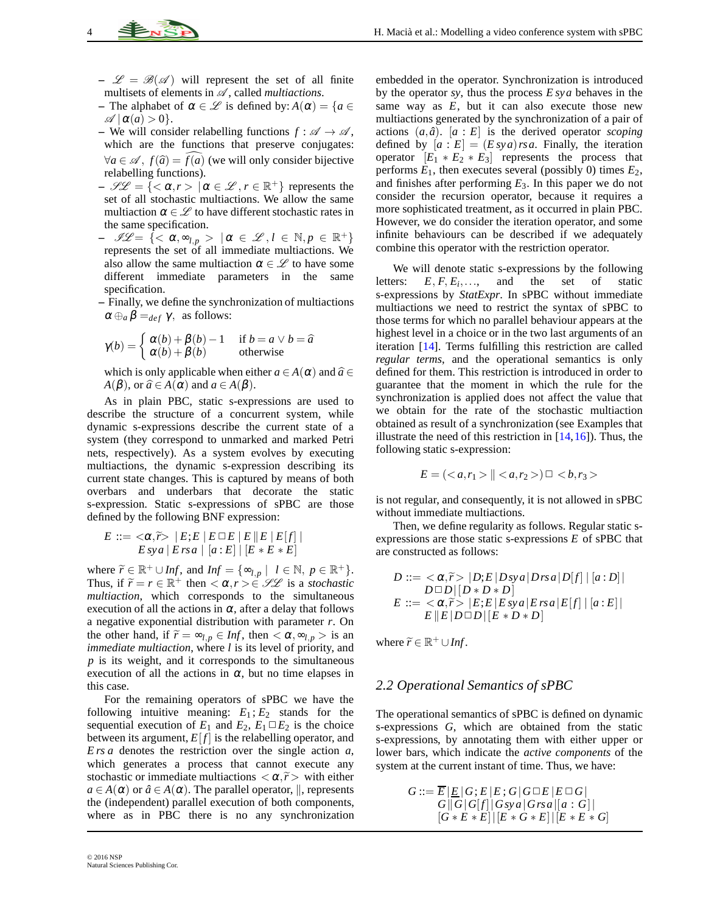- $\mathscr{L} = \mathscr{B}(\mathscr{A})$ will represent the set of all finite multisets of elements in $\mathscr{A}$, called *multiactions*.
- The alphabet of $\alpha \in \mathscr{L}$ is defined by: $A(\alpha) = \{a \in \mathscr{A} \,|\, \alpha(a) > 0\}$.
- We will consider relabelling functions $f : \mathscr{A} \to \mathscr{A}$, which are the functions that preserve conjugates: $\forall a \in \mathscr{A},\ f(\widehat{a}) = \widehat{f(a)}$ (we will only consider bijective relabelling functions).
- $\mathscr{SL} = \{< \alpha, r > \,|\, \alpha \in \mathscr{L}, r \in \mathbb{R}^+\}$ represents the set of all stochastic multiactions. We allow the same multiaction $\alpha \in \mathscr{L}$ to have different stochastic rates in the same specification.
- $\mathscr{IL} = \{< \alpha, \infty_{l,p} > \,|\, \alpha \in \mathscr{L}, l \in \mathbb{N}, p \in \mathbb{R}^+\}$ represents the set of all immediate multiactions. We also allow the same multiaction $\alpha \in \mathscr{L}$ to have some different immediate parameters in the same specification.
- Finally, we define the synchronization of multiactions $\alpha \oplus_a \beta =_{def} \gamma$, as follows:

$$\gamma(b) = \begin{cases} \alpha(b) + \beta(b) - 1 & \text{if } b = a \vee b = \widehat{a} \\ \alpha(b) + \beta(b) & \text{otherwise} \end{cases}$$

which is only applicable when either $a \in A(\alpha)$ and $\widehat{a} \in A(\beta)$, or $\widehat{a} \in A(\alpha)$ and $a \in A(\beta)$.

As in plain PBC, static s-expressions are used to describe the structure of a concurrent system, while dynamic s-expressions describe the current state of a system (they correspond to unmarked and marked Petri nets, respectively). As a system evolves by executing multiactions, the dynamic s-expression describing its current state changes. This is captured by means of both overbars and underbars that decorate the static s-expression. Static s-expressions of sPBC are those defined by the following BNF expression:

$$\begin{aligned} E ::= &<\alpha, \widetilde{r}> \,|\, E;E \,|\, E \,\square\, E \,|\, E \,\|\, E \,|\, E[f] \,| \\ &E \, sy \, a \,|\, E \, rs \, a \,|\, [a : E] \,|\, [E * E * E] \end{aligned}$$

where $\widetilde{r} \in \mathbb{R}^+ \cup Inf$, and $Inf = \{\infty_{l,p} \,|\, l \in \mathbb{N},\ p \in \mathbb{R}^+\}$. Thus, if $\widetilde{r} = r \in \mathbb{R}^+$ then $< \alpha, r > \in \mathscr{SL}$ is a *stochastic multiaction*, which corresponds to the simultaneous execution of all the actions in $\alpha$, after a delay that follows a negative exponential distribution with parameter $r$. On the other hand, if $\widetilde{r} = \infty_{l,p} \in Inf$, then $< \alpha, \infty_{l,p} >$ is an *immediate multiaction*, where $l$ is its level of priority, and $p$ is its weight, and it corresponds to the simultaneous execution of all the actions in $\alpha$, but no time elapses in this case.

For the remaining operators of sPBC we have the following intuitive meaning: $E_1;E_2$ stands for the sequential execution of $E_1$ and $E_2$, $E_1 \,\square\, E_2$ is the choice between its argument, $E[f]$ is the relabelling operator, and $E \, rs \, a$ denotes the restriction over the single action $a$, which generates a process that cannot execute any stochastic or immediate multiactions $< \alpha, \widetilde{r} >$ with either $a \in A(\alpha)$ or $\hat{a} \in A(\alpha)$. The parallel operator, $\|$, represents the (independent) parallel execution of both components, where as in PBC there is no any synchronization embedded in the operator. Synchronization is introduced by the operator *sy*, thus the process $E \, sy \, a$ behaves in the same way as $E$, but it can also execute those new multiactions generated by the synchronization of a pair of actions $(a, \hat{a})$. $[a : E]$ is the derived operator *scoping* defined by $[a : E] = (E \, sy \, a) \, rs \, a$. Finally, the iteration operator $[E_1 * E_2 * E_3]$ represents the process that performs $E_1$, then executes several (possibly 0) times $E_2$, and finishes after performing $E_3$. In this paper we do not consider the recursion operator, because it requires a more sophisticated treatment, as it occurred in plain PBC. However, we do consider the iteration operator, and some infinite behaviours can be described if we adequately combine this operator with the restriction operator.

We will denote static s-expressions by the following letters: $E, F, E_i, \ldots$, and the set of static s-expressions by *StatExpr*. In sPBC without immediate multiactions we need to restrict the syntax of sPBC to those terms for which no parallel behaviour appears at the highest level in a choice or in the two last arguments of an iteration [14]. Terms fulfilling this restriction are called *regular terms*, and the operational semantics is only defined for them. This restriction is introduced in order to guarantee that the moment in which the rule for the synchronization is applied does not affect the value that we obtain for the rate of the stochastic multiaction obtained as result of a synchronization (see Examples that illustrate the need of this restriction in [14,16]). Thus, the following static s-expression:

$$E = (< a, r_1 > \| < a, r_2 >) \,\square\, < b, r_3 >$$

is not regular, and consequently, it is not allowed in sPBC without immediate multiactions.

Then, we define regularity as follows. Regular static s-expressions are those static s-expressions $E$ of sPBC that are constructed as follows:

$$\begin{aligned} D ::= &< \alpha, \widetilde{r} > \,|\, D;E \,|\, D \, sy \, a \,|\, D \, rs \, a \,|\, D[f] \,|\, [a : D] \,| \\ &D \,\square\, D \,|\, [D * D * D] \\ E ::= &< \alpha, \widetilde{r} > \,|\, E;E \,|\, E \, sy \, a \,|\, E \, rs \, a \,|\, E[f] \,|\, [a : E] \,| \\ &E \,\|\, E \,|\, D \,\square\, D \,|\, [E * D * D] \end{aligned}$$

where $\widetilde{r} \in \mathbb{R}^+ \cup Inf$.

### 2.2 Operational Semantics of sPBC

The operational semantics of sPBC is defined on dynamic s-expressions $G$, which are obtained from the static s-expressions, by annotating them with either upper or lower bars, which indicate the *active components* of the system at the current instant of time. Thus, we have:

$$\begin{aligned} G ::= &\overline{E} \,|\, \underline{E} \,|\, G;E \,|\, E;G \,|\, G \,\square\, E \,|\, E \,\square\, G \,| \\ &G \,\|\, G \,|\, G[f] \,|\, G \, sy \, a \,|\, G \, rs \, a \,|\, [a : G] \,| \\ &[G * E * E] \,|\, [E * G * E] \,|\, [E * E * G] \end{aligned}$$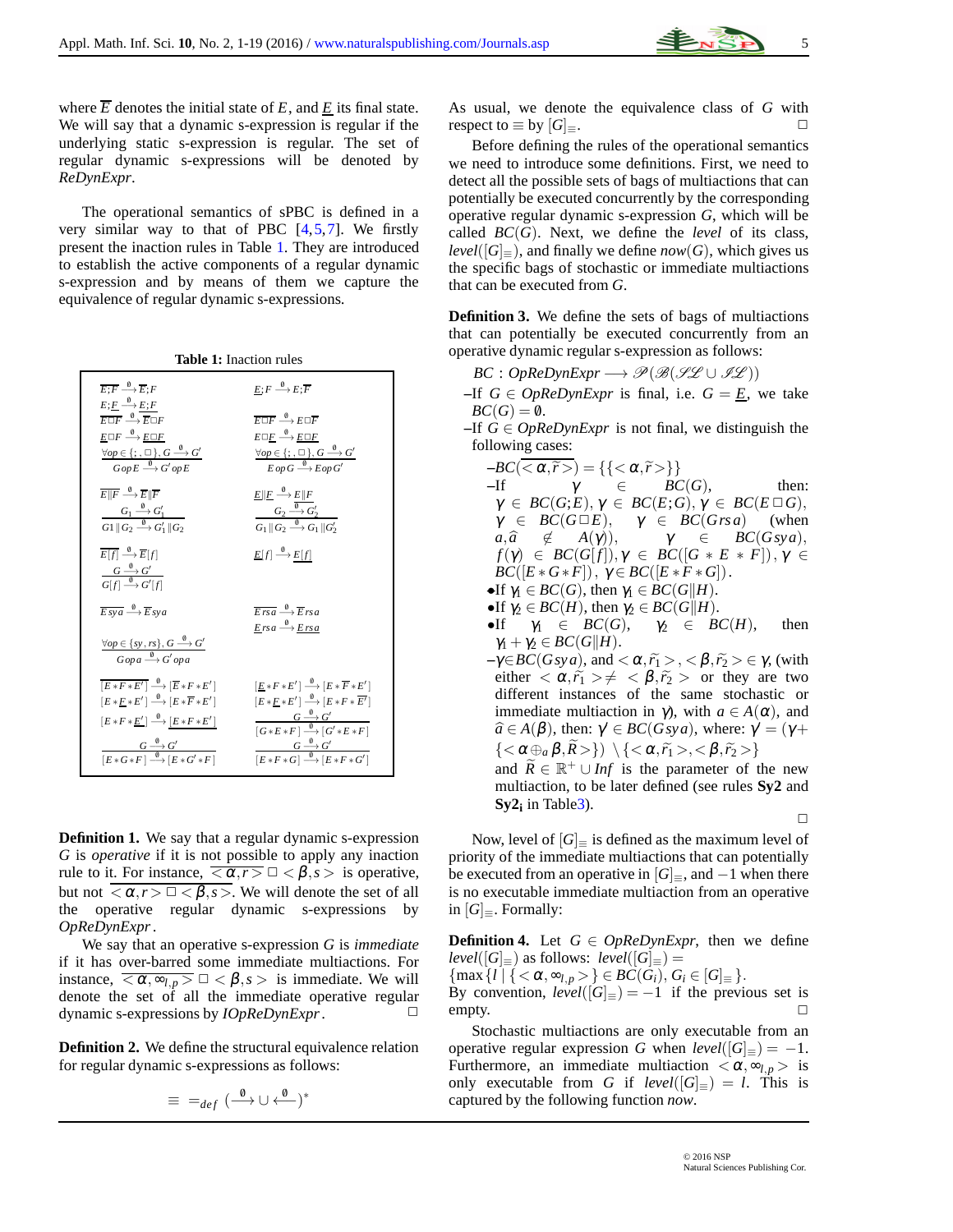where $\overline{E}$ denotes the initial state of $E$, and $\underline{E}$ its final state. We will say that a dynamic s-expression is regular if the underlying static s-expression is regular. The set of regular dynamic s-expressions will be denoted by *ReDynExpr*.

The operational semantics of sPBC is defined in a very similar way to that of PBC [4,5,7]. We firstly present the inaction rules in Table 1. They are introduced to establish the active components of a regular dynamic s-expression and by means of them we capture the equivalence of regular dynamic s-expressions.

**Table 1:** Inaction rules

| | |
|---|---|
| $\overline{E;F} \xrightarrow{\emptyset} \overline{E};F$ | $\underline{E};F \xrightarrow{\emptyset} E;\overline{F}$ |
| $E;\underline{F} \xrightarrow{\emptyset} \underline{E;F}$ | |
| $\overline{E\Box F} \xrightarrow{\emptyset} \overline{E}\Box F$ | $\overline{E\Box F} \xrightarrow{\emptyset} E\Box\overline{F}$ |
| $\underline{E}\Box F \xrightarrow{\emptyset} \underline{E\Box F}$ | $E\Box\underline{F} \xrightarrow{\emptyset} \underline{E\Box F}$ |
| $\dfrac{\forall op\in\{;,\Box\},\, G\xrightarrow{\emptyset}G'}{G\,op\,E\xrightarrow{\emptyset}G'\,op\,E}$ | $\dfrac{\forall op\in\{;,\Box\},\, G\xrightarrow{\emptyset}G'}{E\,op\,G\xrightarrow{\emptyset}E\,op\,G'}$ |
| $\overline{E\Vert F} \xrightarrow{\emptyset} \overline{E}\Vert\overline{F}$ | $\underline{E}\Vert\underline{F} \xrightarrow{\emptyset} \underline{E\Vert F}$ |
| $\dfrac{G_1\xrightarrow{\emptyset}G_1'}{G1\Vert G_2\xrightarrow{\emptyset}G_1'\Vert G_2}$ | $\dfrac{G_2\xrightarrow{\emptyset}G_2'}{G_1\Vert G_2\xrightarrow{\emptyset}G_1\Vert G_2'}$ |
| $\overline{E[f]} \xrightarrow{\emptyset} \overline{E}[f]$ | $\underline{E}[f] \xrightarrow{\emptyset} \underline{E[f]}$ |
| $\dfrac{G\xrightarrow{\emptyset}G'}{G[f]\xrightarrow{\emptyset}G'[f]}$ | |
| $\overline{E\,sy\,a} \xrightarrow{\emptyset} \overline{E}\,sy\,a$ | $\overline{E\,rs\,a} \xrightarrow{\emptyset} \overline{E}\,rs\,a$ |
| | $\underline{E}\,rs\,a \xrightarrow{\emptyset} \underline{E\,rs\,a}$ |
| $\dfrac{\forall op\in\{sy,rs\},\, G\xrightarrow{\emptyset}G'}{G\,op\,a\xrightarrow{\emptyset}G'\,op\,a}$ | |
| $\overline{[E*F*E']} \xrightarrow{\emptyset} [\overline{E}*F*E']$ | $[\underline{E}*F*E'] \xrightarrow{\emptyset} [E*\overline{F}*E']$ |
| $[E*\underline{F}*E'] \xrightarrow{\emptyset} [E*\overline{F}*E']$ | $[E*\underline{F}*E'] \xrightarrow{\emptyset} [E*F*\overline{E'}]$ |
| $[E*F*\underline{E'}] \xrightarrow{\emptyset} \underline{[E*F*E']}$ | $\dfrac{G\xrightarrow{\emptyset}G'}{[G*E*F]\xrightarrow{\emptyset}[G'*E*F]}$ |
| $\dfrac{G\xrightarrow{\emptyset}G'}{[E*G*F]\xrightarrow{\emptyset}[E*G'*F]}$ | $\dfrac{G\xrightarrow{\emptyset}G'}{[E*F*G]\xrightarrow{\emptyset}[E*F*G']}$ |

**Definition 1.** We say that a regular dynamic s-expression $G$ is *operative* if it is not possible to apply any inaction rule to it. For instance, $\overline{<\alpha,r>}\Box<\beta,s>$ is operative, but not $\overline{<\alpha,r>\Box<\beta,s>}$. We will denote the set of all the operative regular dynamic s-expressions by *OpReDynExpr*.

We say that an operative s-expression $G$ is *immediate* if it has over-barred some immediate multiactions. For instance, $\overline{<\alpha,\infty_{l,p}>}\Box<\beta,s>$ is immediate. We will denote the set of all the immediate operative regular dynamic s-expressions by *IOpReDynExpr*. □

**Definition 2.** We define the structural equivalence relation for regular dynamic s-expressions as follows:

$$\equiv\ =_{def}\ (\xrightarrow{\emptyset}\cup\xleftarrow{\emptyset})^*$$

As usual, we denote the equivalence class of $G$ with respect to $\equiv$ by $[G]_\equiv$. □

Before defining the rules of the operational semantics we need to introduce some definitions. First, we need to detect all the possible sets of bags of multiactions that can potentially be executed concurrently by the corresponding operative regular dynamic s-expression $G$, which will be called $BC(G)$. Next, we define the *level* of this class, $level([G]_\equiv)$, and finally we define $now(G)$, which gives us the specific bags of stochastic or immediate multiactions that can be executed from $G$.

**Definition 3.** We define the sets of bags of multiactions that can potentially be executed concurrently from an operative dynamic regular s-expression as follows:

$BC : OpReDynExpr \longrightarrow \mathscr{P}(\mathscr{B}(\mathscr{SL}\cup\mathscr{IL}))$

- If $G\in OpReDynExpr$ is final, i.e. $G=\underline{E}$, we take $BC(G)=\emptyset$.
- If $G\in OpReDynExpr$ is not final, we distinguish the following cases:
  - $BC(\overline{<\alpha,\widetilde{r}>})=\{\{<\alpha,\widetilde{r}>\}\}$
  - If $\gamma\in BC(G)$, then: $\gamma\in BC(G;E)$, $\gamma\in BC(E;G)$, $\gamma\in BC(E\Box G)$, $\gamma\in BC(G\Box E)$, $\gamma\in BC(G\,rs\,a)$ (when $a,\widehat{a}\notin A(\gamma)$), $\gamma\in BC(G\,sy\,a)$, $f(\gamma)\in BC(G[f])$, $\gamma\in BC([G*E*F])$, $\gamma\in BC([E*G*F])$, $\gamma\in BC([E*F*G])$.
    - If $\gamma_1\in BC(G)$, then $\gamma_1\in BC(G\Vert H)$.
    - If $\gamma_2\in BC(H)$, then $\gamma_2\in BC(G\Vert H)$.
    - If $\gamma_1\in BC(G)$, $\gamma_2\in BC(H)$, then $\gamma_1+\gamma_2\in BC(G\Vert H)$.
  - $\gamma\in BC(G\,sy\,a)$, and $<\alpha,\widetilde{r_1}>,<\beta,\widetilde{r_2}>\in\gamma$, (with either $<\alpha,\widetilde{r_1}>\neq<\beta,\widetilde{r_2}>$ or they are two different instances of the same stochastic or immediate multiaction in $\gamma$), with $a\in A(\alpha)$, and $\widehat{a}\in A(\beta)$, then: $\gamma'\in BC(G\,sy\,a)$, where: $\gamma'=(\gamma+\{<\alpha\oplus_a\beta,\widetilde{R}>\})\setminus\{<\alpha,\widetilde{r_1}>,<\beta,\widetilde{r_2}>\}$ and $\widetilde{R}\in\mathbb{R}^+\cup Inf$ is the parameter of the new multiaction, to be later defined (see rules **Sy2** and **Sy2$_\mathbf{i}$** in Table3).

□

Now, level of $[G]_\equiv$ is defined as the maximum level of priority of the immediate multiactions that can potentially be executed from an operative in $[G]_\equiv$, and $-1$ when there is no executable immediate multiaction from an operative in $[G]_\equiv$. Formally:

**Definition 4.** Let $G\in OpReDynExpr$, then we define $level([G]_\equiv)$ as follows: $level([G]_\equiv)=$ $\{\max\{l\mid\{<\alpha,\infty_{l,p}>\}\in BC(G_i),\,G_i\in[G]_\equiv\}$.
By convention, $level([G]_\equiv)=-1$ if the previous set is empty. □

Stochastic multiactions are only executable from an operative regular expression $G$ when $level([G]_\equiv)=-1$. Furthermore, an immediate multiaction $<\alpha,\infty_{l,p}>$ is only executable from $G$ if $level([G]_\equiv)=l$. This is captured by the following function *now*.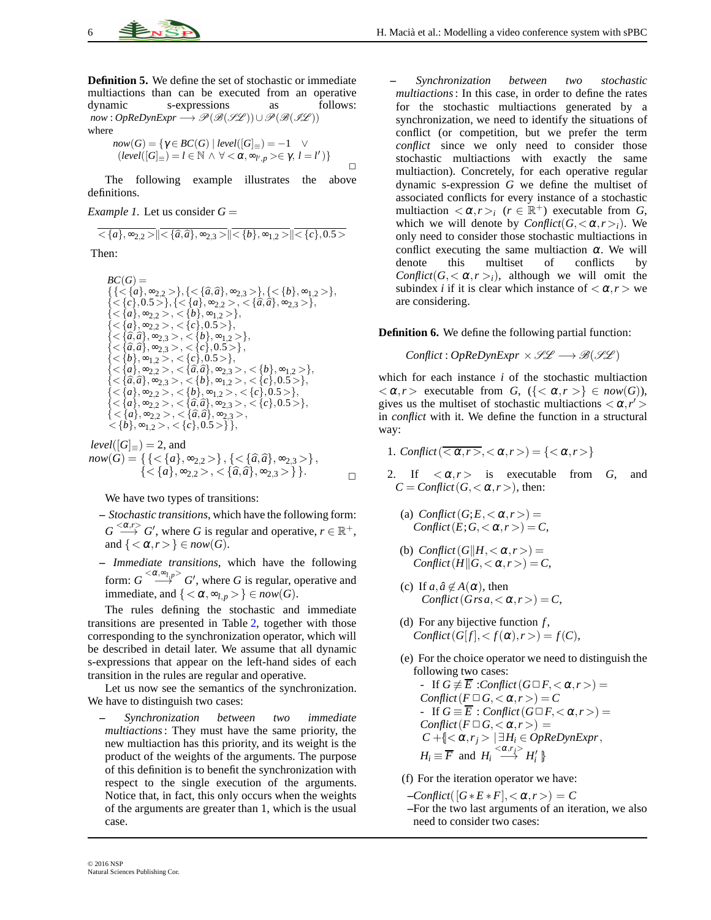**Definition 5.** We define the set of stochastic or immediate multiactions than can be executed from an operative dynamic s-expressions as follows: $now : OpReDynExpr \longrightarrow \mathscr{P}(\mathscr{B}(\mathscr{SL})) \cup \mathscr{P}(\mathscr{B}(\mathscr{IL}))$ where

$$now(G) = \{\gamma \in BC(G) \mid level([G]_{\equiv}) = -1 \quad \vee \quad (level([G]_{\equiv}) = l \in \mathbb{N} \wedge \forall <\alpha, \infty_{l',p}> \in \gamma,\ l = l')\}$$

□

The following example illustrates the above definitions.

*Example 1.* Let us consider $G = \overline{<\{a\},\infty_{2,2}>} \| \overline{<\{\hat{a},\hat{a}\},\infty_{2,3}>} \| \overline{<\{b\},\infty_{1,2}>} \| \overline{<\{c\},0.5>}$

Then:

$$\begin{aligned}
BC(G) = \\
\{&\{<\{a\},\infty_{2,2}>\}, \{<\{\hat{a},\hat{a}\},\infty_{2,3}>\}, \{<\{b\},\infty_{1,2}>\}, \\
&\{<\{c\},0.5>\}, \{<\{a\},\infty_{2,2}>, <\{\hat{a},\hat{a}\},\infty_{2,3}>\}, \\
&\{<\{a\},\infty_{2,2}>, <\{b\},\infty_{1,2}>\}, \\
&\{<\{a\},\infty_{2,2}>, <\{c\},0.5>\}, \\
&\{<\{\hat{a},\hat{a}\},\infty_{2,3}>, <\{b\},\infty_{1,2}>\}, \\
&\{<\{\hat{a},\hat{a}\},\infty_{2,3}>, <\{c\},0.5>\}, \\
&\{<\{b\},\infty_{1,2}>, <\{c\},0.5>\}, \\
&\{<\{a\},\infty_{2,2}>, <\{\hat{a},\hat{a}\},\infty_{2,3}>, <\{b\},\infty_{1,2}>\}, \\
&\{<\{\hat{a},\hat{a}\},\infty_{2,3}>, <\{b\},\infty_{1,2}>, <\{c\},0.5>\}, \\
&\{<\{a\},\infty_{2,2}>, <\{b\},\infty_{1,2}>, <\{c\},0.5>\}, \\
&\{<\{a\},\infty_{2,2}>, <\{\hat{a},\hat{a}\},\infty_{2,3}>, <\{c\},0.5>\}, \\
&\{<\{a\},\infty_{2,2}>, <\{\hat{a},\hat{a}\},\infty_{2,3}>, \\
&\ <\{b\},\infty_{1,2}>, <\{c\},0.5>\}\},
\end{aligned}$$

$level([G]_{\equiv}) = 2$, and

$$now(G) = \{\{<\{a\},\infty_{2,2}>\}, \{<\{\hat{a},\hat{a}\},\infty_{2,3}>\}, \{<\{a\},\infty_{2,2}>, <\{\hat{a},\hat{a}\},\infty_{2,3}>\}\}.$$

□

We have two types of transitions:

– *Stochastic transitions*, which have the following form: $G \stackrel{<\alpha,r>}{\longrightarrow} G'$, where $G$ is regular and operative, $r \in \mathbb{R}^+$, and $\{<\alpha,r>\} \in now(G)$.

– *Immediate transitions*, which have the following form: $G \stackrel{<\alpha,\infty_{l,p}>}{\longrightarrow} G'$, where $G$ is regular, operative and immediate, and $\{<\alpha,\infty_{l,p}>\} \in now(G)$.

The rules defining the stochastic and immediate transitions are presented in Table 2, together with those corresponding to the synchronization operator, which will be described in detail later. We assume that all dynamic s-expressions that appear on the left-hand sides of each transition in the rules are regular and operative.

Let us now see the semantics of the synchronization. We have to distinguish two cases:

– *Synchronization between two immediate multiactions*: They must have the same priority, the new multiaction has this priority, and its weight is the product of the weights of the arguments. The purpose of this definition is to benefit the synchronization with respect to the single execution of the arguments. Notice that, in fact, this only occurs when the weights of the arguments are greater than 1, which is the usual case.

– *Synchronization between two stochastic multiactions*: In this case, in order to define the rates for the stochastic multiactions generated by a synchronization, we need to identify the situations of conflict (or competition, but we prefer the term *conflict* since we only need to consider those stochastic multiactions with exactly the same multiaction). Concretely, for each operative regular dynamic s-expression $G$ we define the multiset of associated conflicts for every instance of a stochastic multiaction $<\alpha,r>_i$ ($r \in \mathbb{R}^+$) executable from $G$, which we will denote by $Conflict(G, <\alpha,r>_i)$. We only need to consider those stochastic multiactions in conflict executing the same multiaction $\alpha$. We will denote this multiset of conflicts by $Conflict(G, <\alpha,r>_i)$, although we will omit the subindex $i$ if it is clear which instance of $<\alpha,r>$ we are considering.

**Definition 6.** We define the following partial function:

$$Conflict : OpReDynExpr \times \mathscr{SL} \longrightarrow \mathscr{B}(\mathscr{SL})$$

which for each instance $i$ of the stochastic multiaction $<\alpha,r>$ executable from $G$, ($\{<\alpha,r>\} \in now(G)$), gives us the multiset of stochastic multiactions $<\alpha,r'>$ in *conflict* with it. We define the function in a structural way:

1. $Conflict(\overline{<\alpha,r>}, <\alpha,r>) = \{<\alpha,r>\}$

2. If $<\alpha,r>$ is executable from $G$, and $C = Conflict(G, <\alpha,r>)$, then:

   (a) $Conflict(G;E, <\alpha,r>) = Conflict(E;G, <\alpha,r>) = C$,

   (b) $Conflict(G\|H, <\alpha,r>) = Conflict(H\|G, <\alpha,r>) = C$,

   (c) If $a, \hat{a} \notin A(\alpha)$, then $Conflict(G\,rs\,a, <\alpha,r>) = C$,

   (d) For any bijective function $f$, $Conflict(G[f], <f(\alpha),r>) = f(C)$,

   (e) For the choice operator we need to distinguish the following two cases:
   - If $G \not\equiv \overline{E}$ : $Conflict(G \square F, <\alpha,r>) = Conflict(F \square G, <\alpha,r>) = C$
   - If $G \equiv \overline{E}$ : $Conflict(G \square F, <\alpha,r>) = Conflict(F \square G, <\alpha,r>) = C + \{\!|<\alpha,r_j> \mid \exists H_i \in OpReDynExpr,\ H_i \equiv \overline{F} \text{ and } H_i \stackrel{<\alpha,r_j>}{\longrightarrow} H_i' |\!\}$

   (f) For the iteration operator we have:

   –$Conflict([G * E * F], <\alpha,r>) = C$

   –For the two last arguments of an iteration, we also need to consider two cases: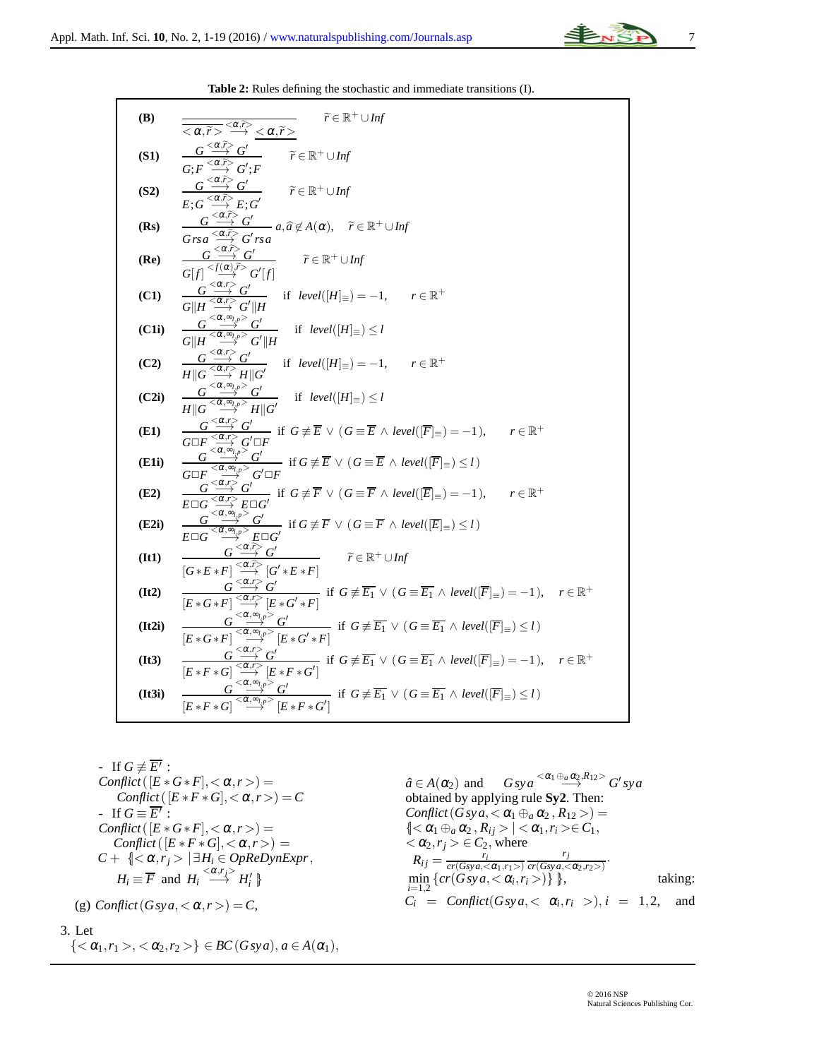**Table 2:** Rules defining the stochastic and immediate transitions (I).

**(B)** $\dfrac{}{<\alpha,\widetilde{r}> \overset{<\alpha,\widetilde{r}>}{\longrightarrow} \underline{<\alpha,\widetilde{r}>}}$ $\quad \widetilde{r} \in \mathbb{R}^+ \cup Inf$

**(S1)** $\dfrac{G \overset{<\alpha,\widetilde{r}>}{\longrightarrow} G'}{G;F \overset{<\alpha,\widetilde{r}>}{\longrightarrow} G';F}$ $\quad \widetilde{r} \in \mathbb{R}^+ \cup Inf$

**(S2)** $\dfrac{G \overset{<\alpha,\widetilde{r}>}{\longrightarrow} G'}{E;G \overset{<\alpha,\widetilde{r}>}{\longrightarrow} E;G'}$ $\quad \widetilde{r} \in \mathbb{R}^+ \cup Inf$

**(Rs)** $\dfrac{G \overset{<\alpha,\widetilde{r}>}{\longrightarrow} G'}{G\,rs\,a \overset{<\alpha,\widetilde{r}>}{\longrightarrow} G'\,rs\,a}$ $\; a,\hat{a} \notin A(\alpha), \quad \widetilde{r} \in \mathbb{R}^+ \cup Inf$

**(Re)** $\dfrac{G \overset{<\alpha,\widetilde{r}>}{\longrightarrow} G'}{G[f] \overset{<f(\alpha),\widetilde{r}>}{\longrightarrow} G'[f]}$ $\quad \widetilde{r} \in \mathbb{R}^+ \cup Inf$

**(C1)** $\dfrac{G \overset{<\alpha,r>}{\longrightarrow} G'}{G\|H \overset{<\alpha,r>}{\longrightarrow} G'\|H}$ $\quad$ if $level([H]_\equiv) = -1, \quad r \in \mathbb{R}^+$

**(C1i)** $\dfrac{G \overset{<\alpha,\infty_{l,p}>}{\longrightarrow} G'}{G\|H \overset{<\alpha,\infty_{l,p}>}{\longrightarrow} G'\|H}$ $\quad$ if $level([H]_\equiv) \le l$

**(C2)** $\dfrac{G \overset{<\alpha,r>}{\longrightarrow} G'}{H\|G \overset{<\alpha,r>}{\longrightarrow} H\|G'}$ $\quad$ if $level([H]_\equiv) = -1, \quad r \in \mathbb{R}^+$

**(C2i)** $\dfrac{G \overset{<\alpha,\infty_{l,p}>}{\longrightarrow} G'}{H\|G \overset{<\alpha,\infty_{l,p}>}{\longrightarrow} H\|G'}$ $\quad$ if $level([H]_\equiv) \le l$

**(E1)** $\dfrac{G \overset{<\alpha,r>}{\longrightarrow} G'}{G\Box F \overset{<\alpha,r>}{\longrightarrow} G'\Box F}$ $\;$ if $G \not\equiv \overline{E} \vee (G \equiv \overline{E} \wedge level([\overline{F}]_\equiv) = -1), \quad r \in \mathbb{R}^+$

**(E1i)** $\dfrac{G \overset{<\alpha,\infty_{l,p}>}{\longrightarrow} G'}{G\Box F \overset{<\alpha,\infty_{l,p}>}{\longrightarrow} G'\Box F}$ $\;$ if $G \not\equiv \overline{E} \vee (G \equiv \overline{E} \wedge level([\overline{F}]_\equiv) \le l)$

**(E2)** $\dfrac{G \overset{<\alpha,r>}{\longrightarrow} G'}{E\Box G \overset{<\alpha,r>}{\longrightarrow} E\Box G'}$ $\;$ if $G \not\equiv \overline{F} \vee (G \equiv \overline{F} \wedge level([\overline{E}]_\equiv) = -1), \quad r \in \mathbb{R}^+$

**(E2i)** $\dfrac{G \overset{<\alpha,\infty_{l,p}>}{\longrightarrow} G'}{E\Box G \overset{<\alpha,\infty_{l,p}>}{\longrightarrow} E\Box G'}$ $\;$ if $G \not\equiv \overline{F} \vee (G \equiv \overline{F} \wedge level([\overline{E}]_\equiv) \le l)$

**(It1)** $\dfrac{G \overset{<\alpha,\widetilde{r}>}{\longrightarrow} G'}{[G*E*F] \overset{<\alpha,\widetilde{r}>}{\longrightarrow} [G'*E*F]}$ $\quad \widetilde{r} \in \mathbb{R}^+ \cup Inf$

**(It2)** $\dfrac{G \overset{<\alpha,r>}{\longrightarrow} G'}{[E*G*F] \overset{<\alpha,r>}{\longrightarrow} [E*G'*F]}$ $\;$ if $G \not\equiv \overline{E_1} \vee (G \equiv \overline{E_1} \wedge level([\overline{F}]_\equiv) = -1), \quad r \in \mathbb{R}^+$

**(It2i)** $\dfrac{G \overset{<\alpha,\infty_{l,p}>}{\longrightarrow} G'}{[E*G*F] \overset{<\alpha,\infty_{l,p}>}{\longrightarrow} [E*G'*F]}$ $\;$ if $G \not\equiv \overline{E_1} \vee (G \equiv \overline{E_1} \wedge level([\overline{F}]_\equiv) \le l)$

**(It3)** $\dfrac{G \overset{<\alpha,r>}{\longrightarrow} G'}{[E*F*G] \overset{<\alpha,r>}{\longrightarrow} [E*F*G']}$ $\;$ if $G \not\equiv \overline{E_1} \vee (G \equiv \overline{E_1} \wedge level([\overline{F}]_\equiv) = -1), \quad r \in \mathbb{R}^+$

**(It3i)** $\dfrac{G \overset{<\alpha,\infty_{l,p}>}{\longrightarrow} G'}{[E*F*G] \overset{<\alpha,\infty_{l,p}>}{\longrightarrow} [E*F*G']}$ $\;$ if $G \not\equiv \overline{E_1} \vee (G \equiv \overline{E_1} \wedge level([\overline{F}]_\equiv) \le l)$

- If $G \not\equiv \overline{E'}$ :
$Conflict([E*G*F], <\alpha,r>) =$
$Conflict([E*F*G], <\alpha,r>) = C$
- If $G \equiv \overline{E'}$ :
$Conflict([E*G*F], <\alpha,r>) =$
$Conflict([E*F*G], <\alpha,r>) =$
$C + \{\!| <\alpha,r_j> \,|\, \exists H_i \in OpReDynExpr,$
$H_i \equiv \overline{F}$ and $H_i \overset{<\alpha,r_j>}{\longrightarrow} H_i' \,|\!\}$

(g) $Conflict(G\,sy\,a, <\alpha,r>) = C,$

3. Let
$\{<\alpha_1,r_1>, <\alpha_2,r_2>\} \in BC(G\,sy\,a), a \in A(\alpha_1),$
$\hat{a} \in A(\alpha_2)$ and $\quad G\,sy\,a \overset{<\alpha_1 \oplus_a \alpha_2, R_{12}>}{\longrightarrow} G'\,sy\,a$
obtained by applying rule **Sy2**. Then:
$Conflict(G\,sy\,a, <\alpha_1 \oplus_a \alpha_2, R_{12}>) =$
$\{\!| <\alpha_1 \oplus_a \alpha_2, R_{ij}> \,|\, <\alpha_1, r_i> \in C_1,$
$<\alpha_2, r_j> \in C_2$, where
$R_{ij} = \frac{r_i}{cr(G\,sy\,a, <\alpha_1,r_1>)} \frac{r_j}{cr(G\,sy\,a, <\alpha_2,r_2>)} \cdot$
$\min\limits_{i=1,2} \{cr(G\,sy\,a, <\alpha_i,r_i>)\} \,|\!\},$ taking:
$C_i = Conflict(G\,sy\,a, <\alpha_i,r_i>), i = 1,2,$ and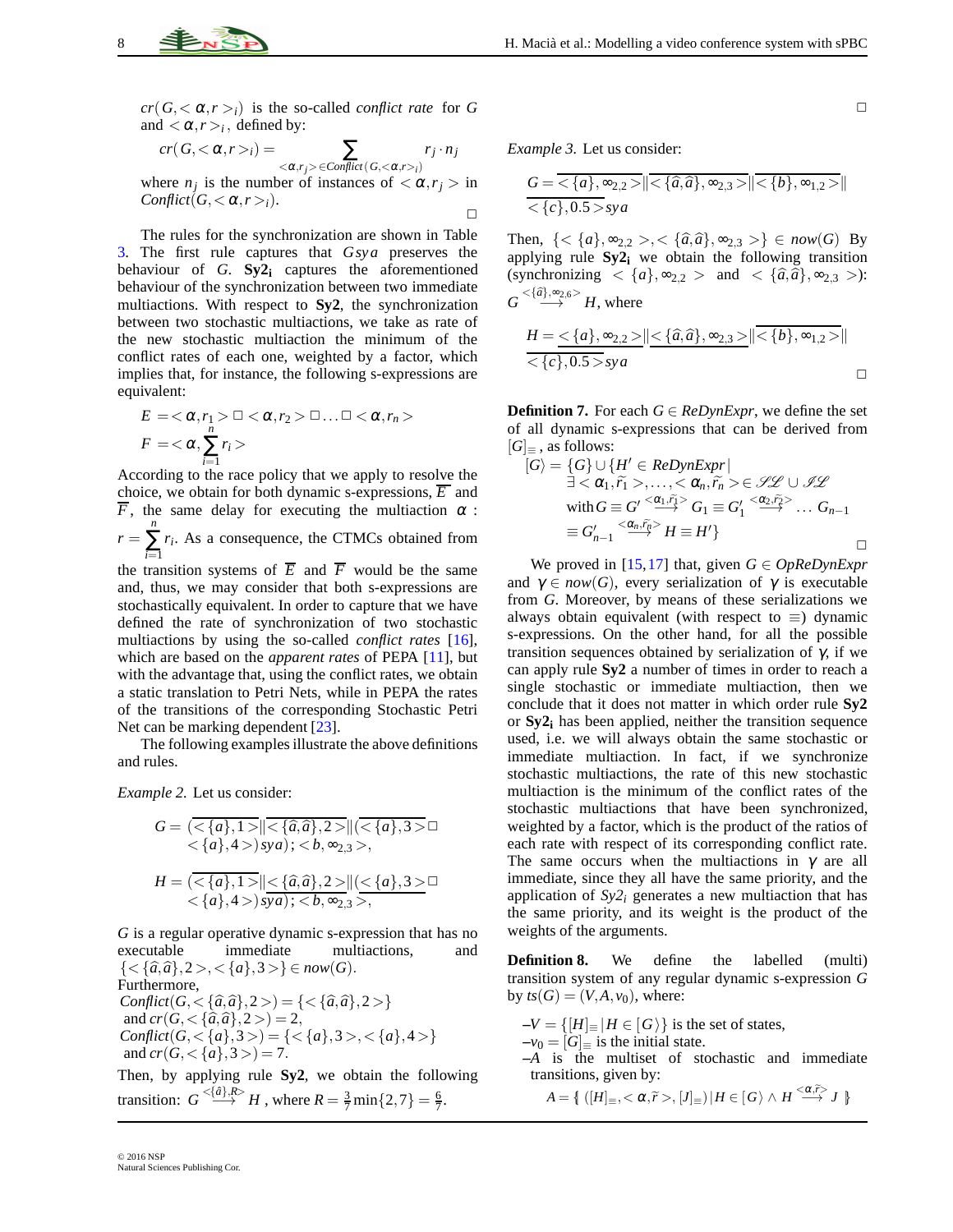$cr(G, <\alpha, r>_i)$ is the so-called *conflict rate* for $G$ and $<\alpha, r>_i$, defined by:

$$cr(G, <\alpha, r>_i) = \sum_{<\alpha, r_j> \in Conflict(G, <\alpha, r>_i)} r_j \cdot n_j$$

where $n_j$ is the number of instances of $<\alpha, r_j>$ in $Conflict(G, <\alpha, r>_i)$. □

The rules for the synchronization are shown in Table 3. The first rule captures that $G\,sy\,a$ preserves the behaviour of $G$. $\mathbf{Sy2_i}$ captures the aforementioned behaviour of the synchronization between two immediate multiactions. With respect to **Sy2**, the synchronization between two stochastic multiactions, we take as rate of the new stochastic multiaction the minimum of the conflict rates of each one, weighted by a factor, which implies that, for instance, the following s-expressions are equivalent:

$$E = <\alpha, r_1> \square <\alpha, r_2> \square \ldots \square <\alpha, r_n>$$
$$F = <\alpha, \sum_{i=1}^{n} r_i>$$

According to the race policy that we apply to resolve the choice, we obtain for both dynamic s-expressions, $\overline{E}$ and $\overline{F}$, the same delay for executing the multiaction $\alpha$ : $r = \sum_{i=1}^{n} r_i$. As a consequence, the CTMCs obtained from the transition systems of $\overline{E}$ and $\overline{F}$ would be the same and, thus, we may consider that both s-expressions are stochastically equivalent. In order to capture that we have defined the rate of synchronization of two stochastic multiactions by using the so-called *conflict rates* [16], which are based on the *apparent rates* of PEPA [11], but with the advantage that, using the conflict rates, we obtain a static translation to Petri Nets, while in PEPA the rates of the transitions of the corresponding Stochastic Petri Net can be marking dependent [23].

The following examples illustrate the above definitions and rules.

*Example 2.* Let us consider:

$$G = (\overline{<\{a\},1>} \| \overline{<\{\hat{a},\hat{a}\},2>} \| \overline{(<\{a\},3> \square <\{a\},4>)}\,sy\,a); <b, \infty_{2,3}>,$$

$$H = (\overline{<\{a\},1>} \| \underline{<\{\hat{a},\hat{a}\},2>} \| \underline{(<\{a\},3> \square <\{a\},4>)}\,sy\,a); <b, \infty_{2,3}>,$$

$G$ is a regular operative dynamic s-expression that has no executable immediate multiactions, and $\{<\{\hat{a},\hat{a}\},2>, <\{a\},3>\} \in now(G)$.
Furthermore,
$Conflict(G, <\{\hat{a},\hat{a}\},2>) = \{<\{\hat{a},\hat{a}\},2>\}$
and $cr(G, <\{\hat{a},\hat{a}\},2>) = 2$,
$Conflict(G, <\{a\},3>) = \{<\{a\},3>, <\{a\},4>\}$
and $cr(G, <\{a\},3>) = 7$.
Then, by applying rule **Sy2**, we obtain the following transition: $G \stackrel{<\{\hat{a}\},R>}{\longrightarrow} H$, where $R = \frac{3}{7}\min\{2,7\} = \frac{6}{7}$.

□

*Example 3.* Let us consider:

$$G = \overline{<\{a\},\infty_{2,2}>} \| \overline{<\{\hat{a},\hat{a}\},\infty_{2,3}>} \| \overline{<\{b\},\infty_{1,2}>} \| \overline{<\{c\},0.5>}\,sy\,a$$

Then, $\{<\{a\},\infty_{2,2}>, <\{\hat{a},\hat{a}\},\infty_{2,3}>\} \in now(G)$ By applying rule $\mathbf{Sy2_i}$ we obtain the following transition (synchronizing $<\{a\},\infty_{2,2}>$ and $<\{\hat{a},\hat{a}\},\infty_{2,3}>$): $G \stackrel{<\{\hat{a}\},\infty_{2,6}>}{\longrightarrow} H$, where

$$H = \underline{<\{a\},\infty_{2,2}>} \| \underline{<\{\hat{a},\hat{a}\},\infty_{2,3}>} \| \overline{<\{b\},\infty_{1,2}>} \| \overline{<\{c\},0.5>}\,sy\,a$$

□

**Definition 7.** For each $G \in ReDynExpr$, we define the set of all dynamic s-expressions that can be derived from $[G]_\equiv$, as follows:

$$[G\rangle = \{G\} \cup \{H' \in ReDynExpr \mid \exists <\alpha_1, \tilde{r}_1>, \ldots, <\alpha_n, \tilde{r}_n> \in \mathcal{SL} \cup \mathcal{IL} \text{ with } G \equiv G' \stackrel{<\alpha_1,\tilde{r}_1>}{\longrightarrow} G_1 \equiv G_1' \stackrel{<\alpha_2,\tilde{r}_2>}{\longrightarrow} \ldots G_{n-1} \equiv G_{n-1}' \stackrel{<\alpha_n,\tilde{r}_n>}{\longrightarrow} H \equiv H'\}$$

□

We proved in [15,17] that, given $G \in OpReDynExpr$ and $\gamma \in now(G)$, every serialization of $\gamma$ is executable from $G$. Moreover, by means of these serializations we always obtain equivalent (with respect to $\equiv$) dynamic s-expressions. On the other hand, for all the possible transition sequences obtained by serialization of $\gamma$, if we can apply rule **Sy2** a number of times in order to reach a single stochastic or immediate multiaction, then we conclude that it does not matter in which order rule **Sy2** or $\mathbf{Sy2_i}$ has been applied, neither the transition sequence used, i.e. we will always obtain the same stochastic or immediate multiaction. In fact, if we synchronize stochastic multiactions, the rate of this new stochastic multiaction is the minimum of the conflict rates of the stochastic multiactions that have been synchronized, weighted by a factor, which is the product of the ratios of each rate with respect to its corresponding conflict rate. The same occurs when the multiactions in $\gamma$ are all immediate, since they all have the same priority, and the application of $Sy2_i$ generates a new multiaction that has the same priority, and its weight is the product of the weights of the arguments.

**Definition 8.** We define the labelled (multi) transition system of any regular dynamic s-expression $G$ by $ts(G) = (V, A, v_0)$, where:

- $V = \{[H]_\equiv \mid H \in [G\rangle\}$ is the set of states,
- $v_0 = [G]_\equiv$ is the initial state.
- $A$ is the multiset of stochastic and immediate transitions, given by:

$$A = \{\!\!\{ ([H]_\equiv, <\alpha, \tilde{r}>, [J]_\equiv) \mid H \in [G\rangle \wedge H \stackrel{<\alpha,\tilde{r}>}{\longrightarrow} J \}\!\!\}$$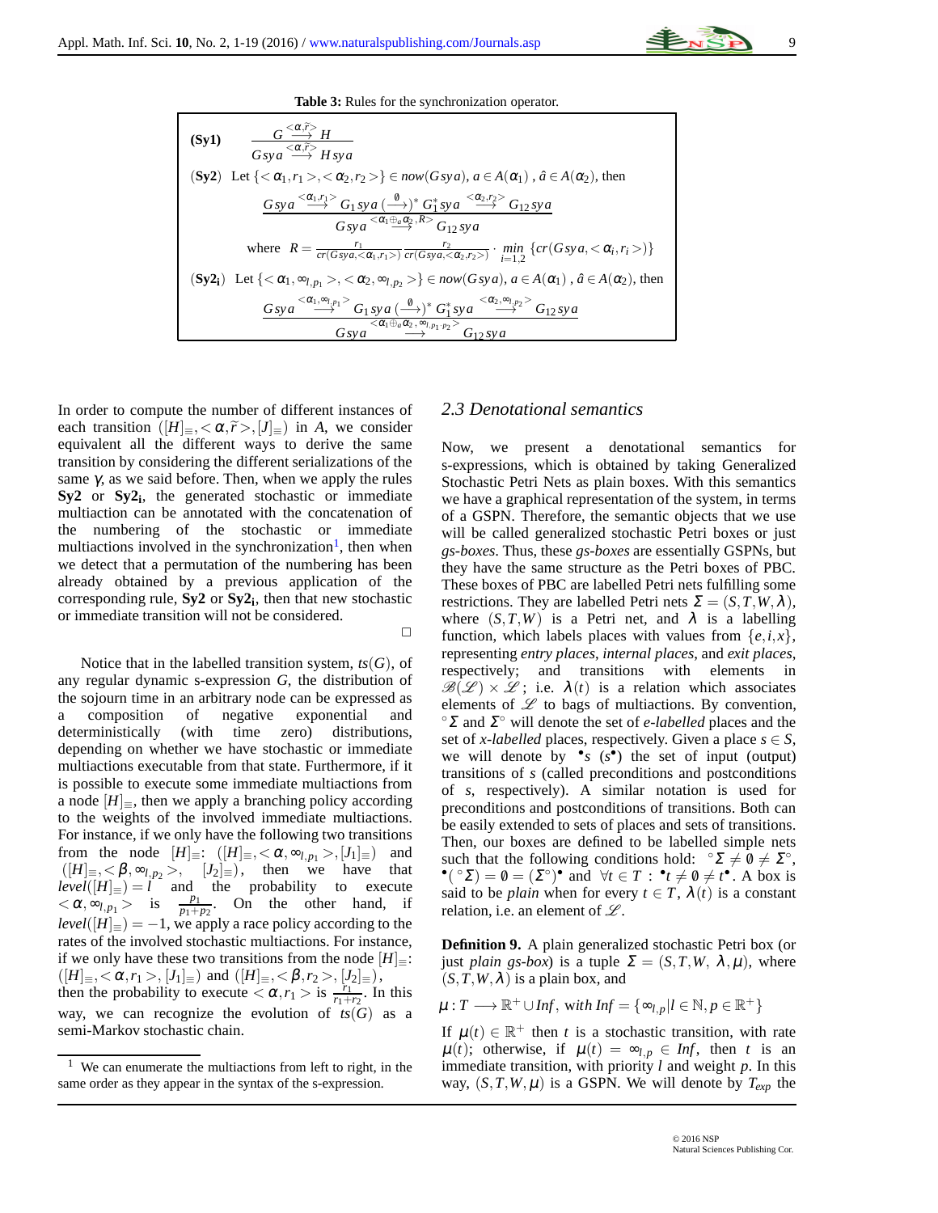**Table 3:** Rules for the synchronization operator.

**(Sy1)** $$\frac{G \stackrel{<\alpha,\widetilde{r}>}{\longrightarrow} H}{G\, sy\, a \stackrel{<\alpha,\widetilde{r}>}{\longrightarrow} H\, sy\, a}$$

(**Sy2**) Let $\{<\alpha_1, r_1>, <\alpha_2, r_2>\} \in now(G\, sy\, a)$, $a \in A(\alpha_1)$, $\hat{a} \in A(\alpha_2)$, then

$$\frac{G\, sy\, a \stackrel{<\alpha_1,r_1>}{\longrightarrow} G_1\, sy\, a\ (\stackrel{\emptyset}{\longrightarrow})^*\ G_1^*\, sy\, a \stackrel{<\alpha_2,r_2>}{\longrightarrow} G_{12}\, sy\, a}{G\, sy\, a \stackrel{<\alpha_1 \oplus_a \alpha_2, R>}{\longrightarrow} G_{12}\, sy\, a}$$

where $R = \frac{r_1}{cr(G\, sy\, a, <\alpha_1, r_1>)} \frac{r_2}{cr(G\, sy\, a, <\alpha_2, r_2>)} \cdot \min_{i=1,2} \{cr(G\, sy\, a, <\alpha_i, r_i>)\}$

(**Sy2$_\mathbf{i}$**) Let $\{<\alpha_1, \infty_{l,p_1}>, <\alpha_2, \infty_{l,p_2}>\} \in now(G\, sy\, a)$, $a \in A(\alpha_1)$, $\hat{a} \in A(\alpha_2)$, then

$$\frac{G\, sy\, a \stackrel{<\alpha_1,\infty_{l,p_1}>}{\longrightarrow} G_1\, sy\, a\ (\stackrel{\emptyset}{\longrightarrow})^*\ G_1^*\, sy\, a \stackrel{<\alpha_2,\infty_{l,p_2}>}{\longrightarrow} G_{12}\, sy\, a}{G\, sy\, a \stackrel{<\alpha_1 \oplus_a \alpha_2, \infty_{l,p_1 \cdot p_2}>}{\longrightarrow} G_{12}\, sy\, a}$$

In order to compute the number of different instances of each transition $([H]_\equiv, <\alpha, \widetilde{r}>, [J]_\equiv)$ in $A$, we consider equivalent all the different ways to derive the same transition by considering the different serializations of the same $\gamma$, as we said before. Then, when we apply the rules **Sy2** or **Sy2$_\mathbf{i}$**, the generated stochastic or immediate multiaction can be annotated with the concatenation of the numbering of the stochastic or immediate multiactions involved in the synchronization[1], then when we detect that a permutation of the numbering has been already obtained by a previous application of the corresponding rule, **Sy2** or **Sy2$_\mathbf{i}$**, then that new stochastic or immediate transition will not be considered.

□

Notice that in the labelled transition system, $ts(G)$, of any regular dynamic s-expression $G$, the distribution of the sojourn time in an arbitrary node can be expressed as a composition of negative exponential and deterministically (with time zero) distributions, depending on whether we have stochastic or immediate multiactions executable from that state. Furthermore, if it is possible to execute some immediate multiactions from a node $[H]_\equiv$, then we apply a branching policy according to the weights of the involved immediate multiactions. For instance, if we only have the following two transitions from the node $[H]_\equiv$: $([H]_\equiv, <\alpha, \infty_{l,p_1}>, [J_1]_\equiv)$ and $([H]_\equiv, <\beta, \infty_{l,p_2}>, [J_2]_\equiv)$, then we have that $level([H]_\equiv) = l$ and the probability to execute $<\alpha, \infty_{l,p_1}>$ is $\frac{p_1}{p_1+p_2}$. On the other hand, if $level([H]_\equiv) = -1$, we apply a race policy according to the rates of the involved stochastic multiactions. For instance, if we only have these two transitions from the node $[H]_\equiv$: $([H]_\equiv, <\alpha, r_1>, [J_1]_\equiv)$ and $([H]_\equiv, <\beta, r_2>, [J_2]_\equiv)$, then the probability to execute $<\alpha, r_1>$ is $\frac{r_1}{r_1+r_2}$. In this way, we can recognize the evolution of $ts(G)$ as a semi-Markov stochastic chain.

[1] We can enumerate the multiactions from left to right, in the same order as they appear in the syntax of the s-expression.

## 2.3 Denotational semantics

Now, we present a denotational semantics for s-expressions, which is obtained by taking Generalized Stochastic Petri Nets as plain boxes. With this semantics we have a graphical representation of the system, in terms of a GSPN. Therefore, the semantic objects that we use will be called generalized stochastic Petri boxes or just *gs-boxes*. Thus, these *gs-boxes* are essentially GSPNs, but they have the same structure as the Petri boxes of PBC. These boxes of PBC are labelled Petri nets fulfilling some restrictions. They are labelled Petri nets $\Sigma = (S, T, W, \lambda)$, where $(S, T, W)$ is a Petri net, and $\lambda$ is a labelling function, which labels places with values from $\{e, i, x\}$, representing *entry places*, *internal places*, and *exit places*, respectively; and transitions with elements in $\mathscr{B}(\mathscr{L}) \times \mathscr{L}$; i.e. $\lambda(t)$ is a relation which associates elements of $\mathscr{L}$ to bags of multiactions. By convention, ${}^\circ\Sigma$ and $\Sigma^\circ$ will denote the set of *e-labelled* places and the set of *x-labelled* places, respectively. Given a place $s \in S$, we will denote by ${}^\bullet s$ ($s^\bullet$) the set of input (output) transitions of $s$ (called preconditions and postconditions of $s$, respectively). A similar notation is used for preconditions and postconditions of transitions. Both can be easily extended to sets of places and sets of transitions. Then, our boxes are defined to be labelled simple nets such that the following conditions hold: ${}^\circ\Sigma \neq \emptyset \neq \Sigma^\circ$, ${}^\bullet({}^\circ\Sigma) = \emptyset = (\Sigma^\circ)^\bullet$ and $\forall t \in T : {}^\bullet t \neq \emptyset \neq t^\bullet$. A box is said to be *plain* when for every $t \in T$, $\lambda(t)$ is a constant relation, i.e. an element of $\mathscr{L}$.

**Definition 9.** A plain generalized stochastic Petri box (or just *plain gs-box*) is a tuple $\Sigma = (S, T, W, \lambda, \mu)$, where $(S, T, W, \lambda)$ is a plain box, and

$$\mu : T \longrightarrow \mathbb{R}^+ \cup Inf, \text{ with } Inf = \{\infty_{l,p} | l \in \mathbb{N}, p \in \mathbb{R}^+\}$$

If $\mu(t) \in \mathbb{R}^+$ then $t$ is a stochastic transition, with rate $\mu(t)$; otherwise, if $\mu(t) = \infty_{l,p} \in Inf$, then $t$ is an immediate transition, with priority $l$ and weight $p$. In this way, $(S, T, W, \mu)$ is a GSPN. We will denote by $T_{exp}$ the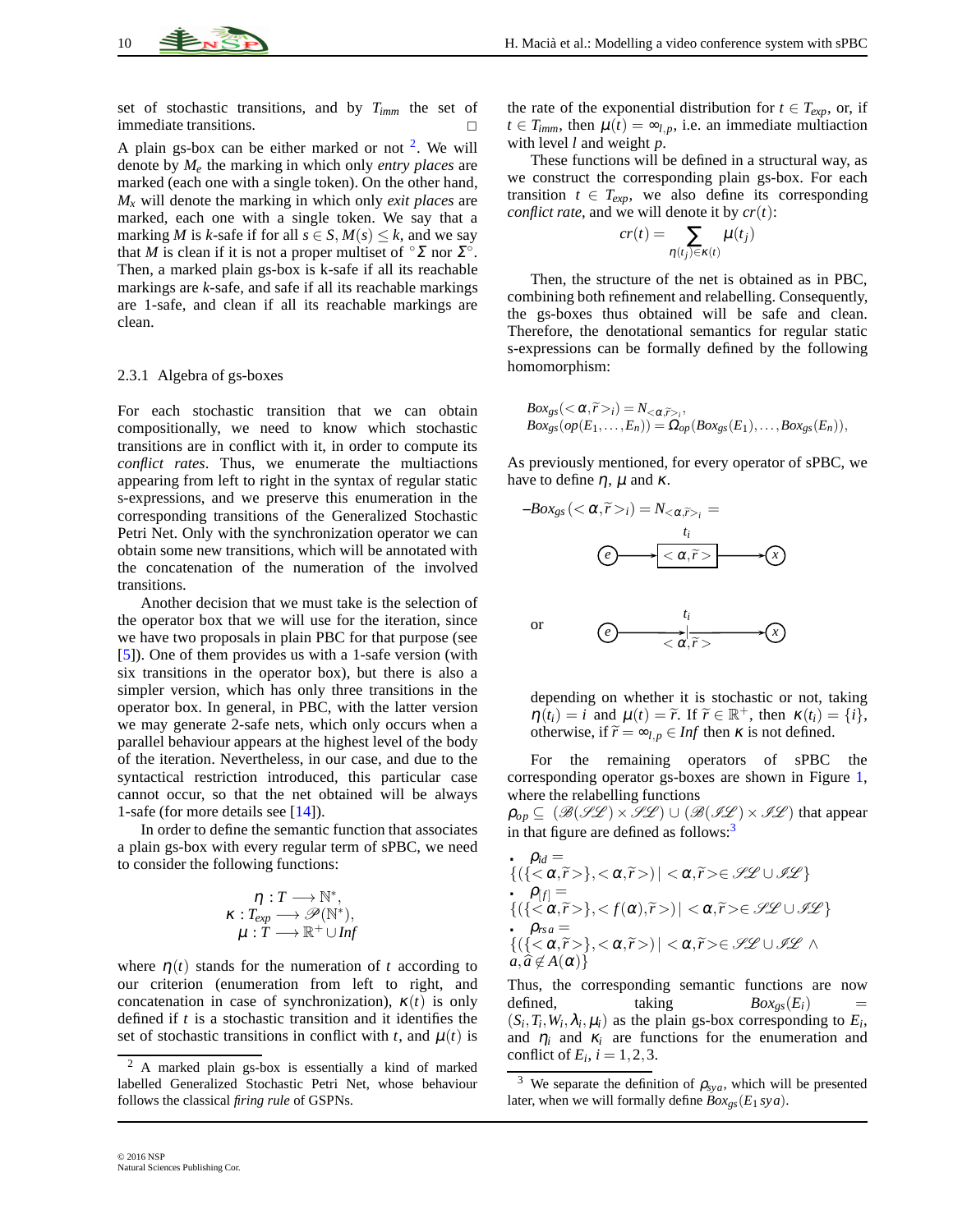set of stochastic transitions, and by $T_{imm}$ the set of immediate transitions. □

A plain gs-box can be either marked or not [2]. We will denote by $M_e$ the marking in which only *entry places* are marked (each one with a single token). On the other hand, $M_x$ will denote the marking in which only *exit places* are marked, each one with a single token. We say that a marking $M$ is $k$-safe if for all $s \in S, M(s) \leq k$, and we say that $M$ is clean if it is not a proper multiset of ${}^\circ\Sigma$ nor $\Sigma^\circ$. Then, a marked plain gs-box is k-safe if all its reachable markings are $k$-safe, and safe if all its reachable markings are 1-safe, and clean if all its reachable markings are clean.

### 2.3.1 Algebra of gs-boxes

For each stochastic transition that we can obtain compositionally, we need to know which stochastic transitions are in conflict with it, in order to compute its *conflict rates*. Thus, we enumerate the multiactions appearing from left to right in the syntax of regular static s-expressions, and we preserve this enumeration in the corresponding transitions of the Generalized Stochastic Petri Net. Only with the synchronization operator we can obtain some new transitions, which will be annotated with the concatenation of the numeration of the involved transitions.

Another decision that we must take is the selection of the operator box that we will use for the iteration, since we have two proposals in plain PBC for that purpose (see [5]). One of them provides us with a 1-safe version (with six transitions in the operator box), but there is also a simpler version, which has only three transitions in the operator box. In general, in PBC, with the latter version we may generate 2-safe nets, which only occurs when a parallel behaviour appears at the highest level of the body of the iteration. Nevertheless, in our case, and due to the syntactical restriction introduced, this particular case cannot occur, so that the net obtained will be always 1-safe (for more details see [14]).

In order to define the semantic function that associates a plain gs-box with every regular term of sPBC, we need to consider the following functions:

$$\begin{array}{r}\eta : T \longrightarrow \mathbb{N}^*,\\ \kappa : T_{exp} \longrightarrow \mathscr{P}(\mathbb{N}^*),\\ \mu : T \longrightarrow \mathbb{R}^+ \cup Inf\end{array}$$

where $\eta(t)$ stands for the numeration of $t$ according to our criterion (enumeration from left to right, and concatenation in case of synchronization), $\kappa(t)$ is only defined if $t$ is a stochastic transition and it identifies the set of stochastic transitions in conflict with $t$, and $\mu(t)$ is the rate of the exponential distribution for $t \in T_{exp}$, or, if $t \in T_{imm}$, then $\mu(t) = \infty_{l,p}$, i.e. an immediate multiaction with level $l$ and weight $p$.

These functions will be defined in a structural way, as we construct the corresponding plain gs-box. For each transition $t \in T_{exp}$, we also define its corresponding *conflict rate*, and we will denote it by $cr(t)$:

$$cr(t) = \sum_{\eta(t_j) \in \kappa(t)} \mu(t_j)$$

Then, the structure of the net is obtained as in PBC, combining both refinement and relabelling. Consequently, the gs-boxes thus obtained will be safe and clean. Therefore, the denotational semantics for regular static s-expressions can be formally defined by the following homomorphism:

$$\begin{array}{l}Box_{gs}(<\alpha,\widetilde{r}>_i) = N_{<\alpha,\widetilde{r}>_i},\\ Box_{gs}(op(E_1,\ldots,E_n)) = \Omega_{op}(Box_{gs}(E_1),\ldots,Box_{gs}(E_n)),\end{array}$$

As previously mentioned, for every operator of sPBC, we have to define $\eta$, $\mu$ and $\kappa$.

–$Box_{gs}(<\alpha,\widetilde{r}>_i) = N_{<\alpha,\widetilde{r}>_i} =$

(e) → [$t_i$: $<\alpha,\widetilde{r}>$] → (x)

or

(e) → | $t_i$: $<\alpha,\widetilde{r}>$ → (x)

depending on whether it is stochastic or not, taking $\eta(t_i) = i$ and $\mu(t) = \widetilde{r}$. If $\widetilde{r} \in \mathbb{R}^+$, then $\kappa(t_i) = \{i\}$, otherwise, if $\widetilde{r} = \infty_{l,p} \in Inf$ then $\kappa$ is not defined.

For the remaining operators of sPBC the corresponding operator gs-boxes are shown in Figure 1, where the relabelling functions $\rho_{op} \subseteq (\mathscr{B}(\mathscr{SL}) \times \mathscr{SL}) \cup (\mathscr{B}(\mathscr{IL}) \times \mathscr{IL})$ that appear in that figure are defined as follows:[3]

- $\rho_{id} = \{(\{<\alpha,\widetilde{r}>\},<\alpha,\widetilde{r}>) \mid <\alpha,\widetilde{r}> \in \mathscr{SL} \cup \mathscr{IL}\}$
- $\rho_{[f]} = \{(\{<\alpha,\widetilde{r}>\},<f(\alpha),\widetilde{r}>) \mid <\alpha,\widetilde{r}> \in \mathscr{SL} \cup \mathscr{IL}\}$
- $\rho_{rs\,a} = \{(\{<\alpha,\widetilde{r}>\},<\alpha,\widetilde{r}>) \mid <\alpha,\widetilde{r}> \in \mathscr{SL} \cup \mathscr{IL} \wedge a,\widehat{a} \notin A(\alpha)\}$

Thus, the corresponding semantic functions are now defined, taking $Box_{gs}(E_i) = (S_i,T_i,W_i,\lambda_i,\mu_i)$ as the plain gs-box corresponding to $E_i$, and $\eta_i$ and $\kappa_i$ are functions for the enumeration and conflict of $E_i$, $i = 1,2,3$.

---

[2] A marked plain gs-box is essentially a kind of marked labelled Generalized Stochastic Petri Net, whose behaviour follows the classical *firing rule* of GSPNs.

[3] We separate the definition of $\rho_{sy\,a}$, which will be presented later, when we will formally define $Box_{gs}(E_1\ sy\,a)$.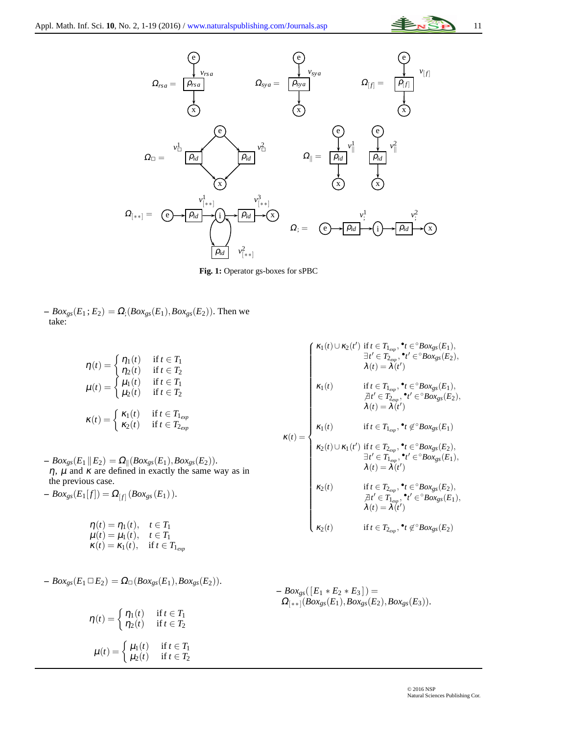Fig. 1: Operator gs-boxes for sPBC

– $Box_{gs}(E_1\,;E_2) = \Omega_{;}(Box_{gs}(E_1), Box_{gs}(E_2))$. Then we take:

$$\eta(t) = \begin{cases} \eta_1(t) & \text{if } t \in T_1 \\ \eta_2(t) & \text{if } t \in T_2 \end{cases}$$

$$\mu(t) = \begin{cases} \mu_1(t) & \text{if } t \in T_1 \\ \mu_2(t) & \text{if } t \in T_2 \end{cases}$$

$$\kappa(t) = \begin{cases} \kappa_1(t) & \text{if } t \in T_{1_{exp}} \\ \kappa_2(t) & \text{if } t \in T_{2_{exp}} \end{cases}$$

– $Box_{gs}(E_1 \,\|\, E_2) = \Omega_{\|}(Box_{gs}(E_1), Box_{gs}(E_2))$.
$\eta$, $\mu$ and $\kappa$ are defined in exactly the same way as in the previous case.

– $Box_{gs}(E_1[f]) = \Omega_{[f]}(Box_{gs}(E_1))$.

$$\begin{array}{ll} \eta(t) = \eta_1(t), & t \in T_1 \\ \mu(t) = \mu_1(t), & t \in T_1 \\ \kappa(t) = \kappa_1(t), & \text{if } t \in T_{1_{exp}} \end{array}$$

– $Box_{gs}(E_1 \,\square\, E_2) = \Omega_{\square}(Box_{gs}(E_1), Box_{gs}(E_2))$.

$$\eta(t) = \begin{cases} \eta_1(t) & \text{if } t \in T_1 \\ \eta_2(t) & \text{if } t \in T_2 \end{cases}$$

$$\mu(t) = \begin{cases} \mu_1(t) & \text{if } t \in T_1 \\ \mu_2(t) & \text{if } t \in T_2 \end{cases}$$

$$\kappa(t) = \begin{cases} \kappa_1(t) \cup \kappa_2(t') & \text{if } t \in T_{1_{exp}}, {}^\bullet t \in {}^\circ Box_{gs}(E_1), \\ & \exists t' \in T_{2_{exp}}, {}^\bullet t' \in {}^\circ Box_{gs}(E_2), \\ & \lambda(t) = \lambda(t') \\ \kappa_1(t) & \text{if } t \in T_{1_{exp}}, {}^\bullet t \in {}^\circ Box_{gs}(E_1), \\ & \nexists t' \in T_{2_{exp}}, {}^\bullet t' \in {}^\circ Box_{gs}(E_2), \\ & \lambda(t) = \lambda(t') \\ \kappa_1(t) & \text{if } t \in T_{1_{exp}}, {}^\bullet t \notin {}^\circ Box_{gs}(E_1) \\ \kappa_2(t) \cup \kappa_1(t') & \text{if } t \in T_{2_{exp}}, {}^\bullet t \in {}^\circ Box_{gs}(E_2), \\ & \exists t' \in T_{1_{exp}}, {}^\bullet t' \in {}^\circ Box_{gs}(E_1), \\ & \lambda(t) = \lambda(t') \\ \kappa_2(t) & \text{if } t \in T_{2_{exp}}, {}^\bullet t \in {}^\circ Box_{gs}(E_2), \\ & \nexists t' \in T_{1_{exp}}, {}^\bullet t' \in {}^\circ Box_{gs}(E_1), \\ & \lambda(t) = \lambda(t') \\ \kappa_2(t) & \text{if } t \in T_{2_{exp}}, {}^\bullet t \notin {}^\circ Box_{gs}(E_2) \end{cases}$$

– $Box_{gs}([E_1 * E_2 * E_3]) = \Omega_{[**]}(Box_{gs}(E_1), Box_{gs}(E_2), Box_{gs}(E_3))$.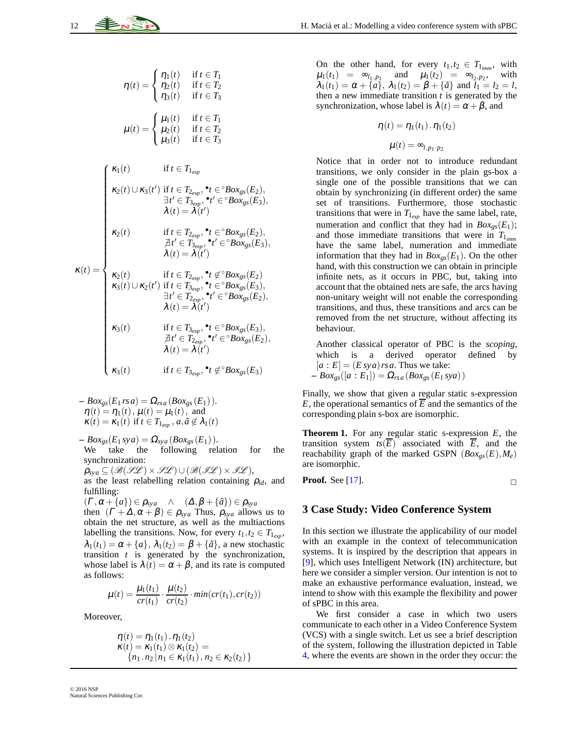$$\eta(t) = \begin{cases} \eta_1(t) & \text{if } t \in T_1 \\ \eta_2(t) & \text{if } t \in T_2 \\ \eta_3(t) & \text{if } t \in T_3 \end{cases}$$

$$\mu(t) = \begin{cases} \mu_1(t) & \text{if } t \in T_1 \\ \mu_2(t) & \text{if } t \in T_2 \\ \mu_3(t) & \text{if } t \in T_3 \end{cases}$$

$$\kappa(t) = \begin{cases} \kappa_1(t) & \text{if } t \in T_{1_{exp}} \\ \kappa_2(t) \cup \kappa_3(t') & \text{if } t \in T_{2_{exp}}, {}^\bullet t \in {}^\circ Box_{gs}(E_2), \\ & \exists t' \in T_{3_{exp}}, {}^\bullet t' \in {}^\circ Box_{gs}(E_3), \\ & \lambda(t) = \lambda(t') \\ \kappa_2(t) & \text{if } t \in T_{2_{exp}}, {}^\bullet t \in {}^\circ Box_{gs}(E_2), \\ & \nexists t' \in T_{3_{exp}}, {}^\bullet t' \in {}^\circ Box_{gs}(E_3), \\ & \lambda(t) = \lambda(t') \\ \kappa_2(t) & \text{if } t \in T_{2_{exp}}, {}^\bullet t \notin {}^\circ Box_{gs}(E_2) \\ \kappa_3(t) \cup \kappa_2(t') & \text{if } t \in T_{3_{exp}}, {}^\bullet t \in {}^\circ Box_{gs}(E_3), \\ & \exists t' \in T_{2_{exp}}, {}^\bullet t' \in {}^\circ Box_{gs}(E_2), \\ & \lambda(t) = \lambda(t') \\ \kappa_3(t) & \text{if } t \in T_{3_{exp}}, {}^\bullet t \in {}^\circ Box_{gs}(E_3), \\ & \nexists t' \in T_{2_{exp}}, {}^\bullet t' \in {}^\circ Box_{gs}(E_2), \\ & \lambda(t) = \lambda(t') \\ \kappa_3(t) & \text{if } t \in T_{3_{exp}}, {}^\bullet t \notin {}^\circ Box_{gs}(E_3) \end{cases}$$

– $Box_{gs}(E_1\, rs\, a) = \Omega_{rs\,a}(Box_{gs}(E_1))$.
$\eta(t) = \eta_1(t)$, $\mu(t) = \mu_1(t)$, and
$\kappa(t) = \kappa_1(t)$ if $t \in T_{1_{exp}}$, $a, \hat{a} \notin \lambda_1(t)$

– $Box_{gs}(E_1\, sy\, a) = \Omega_{sy\,a}(Box_{gs}(E_1))$.
We take the following relation for the synchronization:
$\rho_{sy\,a} \subseteq (\mathscr{B}(\mathscr{SL}) \times \mathscr{SL}) \cup (\mathscr{B}(\mathscr{IL}) \times \mathscr{IL})$,
as the least relabelling relation containing $\rho_{id}$, and fulfilling:
$(\Gamma, \alpha + \{a\}) \in \rho_{sy\,a} \quad \wedge \quad (\Delta, \beta + \{\hat{a}\}) \in \rho_{sy\,a}$
then $(\Gamma + \Delta, \alpha + \beta) \in \rho_{sy\,a}$ Thus, $\rho_{sy\,a}$ allows us to obtain the net structure, as well as the multiactions labelling the transitions. Now, for every $t_1, t_2 \in T_{1_{exp}}$, $\lambda_1(t_1) = \alpha + \{a\}$, $\lambda_1(t_2) = \beta + \{\hat{a}\}$, a new stochastic transition $t$ is generated by the synchronization, whose label is $\lambda(t) = \alpha + \beta$, and its rate is computed as follows:

$$\mu(t) = \frac{\mu_1(t_1)}{cr(t_1)} \cdot \frac{\mu(t_2)}{cr(t_2)} \cdot min(cr(t_1), cr(t_2))$$

Moreover,

$$\eta(t) = \eta_1(t_1) \,.\, \eta_1(t_2)$$
$$\kappa(t) = \kappa_1(t_1) \otimes \kappa_1(t_2) = \{n_1 \,.\, n_2 \,|\, n_1 \in \kappa_1(t_1),\, n_2 \in \kappa_2(t_2)\}$$

On the other hand, for every $t_1, t_2 \in T_{1_{imm}}$, with $\mu_1(t_1) = \infty_{l_1, p_1}$ and $\mu_1(t_2) = \infty_{l_2, p_2}$, with $\lambda_1(t_1) = \alpha + \{a\}$, $\lambda_1(t_2) = \beta + \{\hat{a}\}$ and $l_1 = l_2 = l$, then a new immediate transition $t$ is generated by the synchronization, whose label is $\lambda(t) = \alpha + \beta$, and

$$\eta(t) = \eta_1(t_1) \,.\, \eta_1(t_2)$$

$$\mu(t) = \infty_{l, p_1 \cdot p_2}$$

Notice that in order not to introduce redundant transitions, we only consider in the plain gs-box a single one of the possible transitions that we can obtain by synchronizing (in different order) the same set of transitions. Furthermore, those stochastic transitions that were in $T_{1_{exp}}$ have the same label, rate, numeration and conflict that they had in $Box_{gs}(E_1)$; and those immediate transitions that were in $T_{1_{imm}}$ have the same label, numeration and immediate information that they had in $Box_{gs}(E_1)$. On the other hand, with this construction we can obtain in principle infinite nets, as it occurs in PBC, but, taking into account that the obtained nets are safe, the arcs having non-unitary weight will not enable the corresponding transitions, and thus, these transitions and arcs can be removed from the net structure, without affecting its behaviour.

Another classical operator of PBC is the *scoping*, which is a derived operator defined by $[a : E] = (E\, sy\, a)\, rs\, a$. Thus we take:
– $Box_{gs}([a : E_1]) = \Omega_{rs\,a}(Box_{gs}(E_1\, sy\, a))$

Finally, we show that given a regular static s-expression $E$, the operational semantics of $\overline{E}$ and the semantics of the corresponding plain s-box are isomorphic.

**Theorem 1.** For any regular static s-expression $E$, the transition system $ts(\overline{E})$ associated with $\overline{E}$, and the reachability graph of the marked GSPN $(Box_{gs}(E), M_e)$ are isomorphic.

**Proof.** See [17]. □

## 3 Case Study: Video Conference System

In this section we illustrate the applicability of our model with an example in the context of telecommunication systems. It is inspired by the description that appears in [9], which uses Intelligent Network (IN) architecture, but here we consider a simpler version. Our intention is not to make an exhaustive performance evaluation, instead, we intend to show with this example the flexibility and power of sPBC in this area.

We first consider a case in which two users communicate to each other in a Video Conference System (VCS) with a single switch. Let us see a brief description of the system, following the illustration depicted in Table 4, where the events are shown in the order they occur: the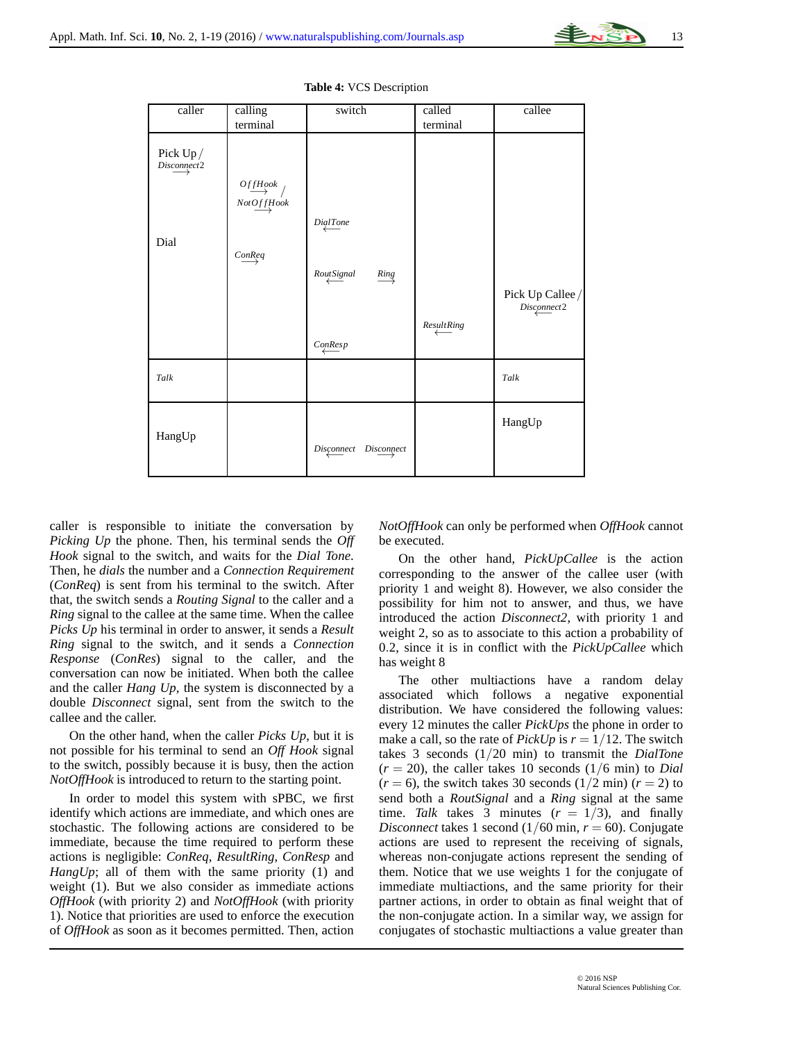**Table 4:** VCS Description

| caller | calling terminal | switch | called terminal | callee |
|---|---|---|---|---|
| Pick Up / $\overrightarrow{Disconnect2}$ | $\overrightarrow{OffHook}$ / $\overrightarrow{NotOffHook}$ | $\overleftarrow{DialTone}$ | | |
| Dial | $\overrightarrow{ConReq}$ | $\overleftarrow{RoutSignal}$ $\overrightarrow{Ring}$ | | Pick Up Callee / $\overleftarrow{Disconnect2}$ |
| | | $\overleftarrow{ConResp}$ | $\overleftarrow{ResultRing}$ | |
| *Talk* | | | | *Talk* |
| HangUp | | $\overleftarrow{Disconnect}$ $\overrightarrow{Disconnect}$ | | HangUp |

caller is responsible to initiate the conversation by *Picking Up* the phone. Then, his terminal sends the *Off Hook* signal to the switch, and waits for the *Dial Tone*. Then, he *dials* the number and a *Connection Requirement* (*ConReq*) is sent from his terminal to the switch. After that, the switch sends a *Routing Signal* to the caller and a *Ring* signal to the callee at the same time. When the callee *Picks Up* his terminal in order to answer, it sends a *Result Ring* signal to the switch, and it sends a *Connection Response* (*ConRes*) signal to the caller, and the conversation can now be initiated. When both the callee and the caller *Hang Up*, the system is disconnected by a double *Disconnect* signal, sent from the switch to the callee and the caller.

On the other hand, when the caller *Picks Up*, but it is not possible for his terminal to send an *Off Hook* signal to the switch, possibly because it is busy, the action *NotOffHook* is introduced to return to the starting point.

In order to model this system with sPBC, we first identify which actions are immediate, and which ones are stochastic. The following actions are considered to be immediate, because the time required to perform these actions is negligible: *ConReq*, *ResultRing*, *ConResp* and *HangUp*; all of them with the same priority (1) and weight (1). But we also consider as immediate actions *OffHook* (with priority 2) and *NotOffHook* (with priority 1). Notice that priorities are used to enforce the execution of *OffHook* as soon as it becomes permitted. Then, action *NotOffHook* can only be performed when *OffHook* cannot be executed.

On the other hand, *PickUpCallee* is the action corresponding to the answer of the callee user (with priority 1 and weight 8). However, we also consider the possibility for him not to answer, and thus, we have introduced the action *Disconnect2*, with priority 1 and weight 2, so as to associate to this action a probability of 0.2, since it is in conflict with the *PickUpCallee* which has weight 8

The other multiactions have a random delay associated which follows a negative exponential distribution. We have considered the following values: every 12 minutes the caller *PickUps* the phone in order to make a call, so the rate of *PickUp* is $r = 1/12$. The switch takes 3 seconds ($1/20$ min) to transmit the *DialTone* ($r = 20$), the caller takes 10 seconds ($1/6$ min) to *Dial* ($r = 6$), the switch takes 30 seconds ($1/2$ min) ($r = 2$) to send both a *RoutSignal* and a *Ring* signal at the same time. *Talk* takes 3 minutes ($r = 1/3$), and finally *Disconnect* takes 1 second ($1/60$ min, $r = 60$). Conjugate actions are used to represent the receiving of signals, whereas non-conjugate actions represent the sending of them. Notice that we use weights 1 for the conjugate of immediate multiactions, and the same priority for their partner actions, in order to obtain as final weight that of the non-conjugate action. In a similar way, we assign for conjugates of stochastic multiactions a value greater than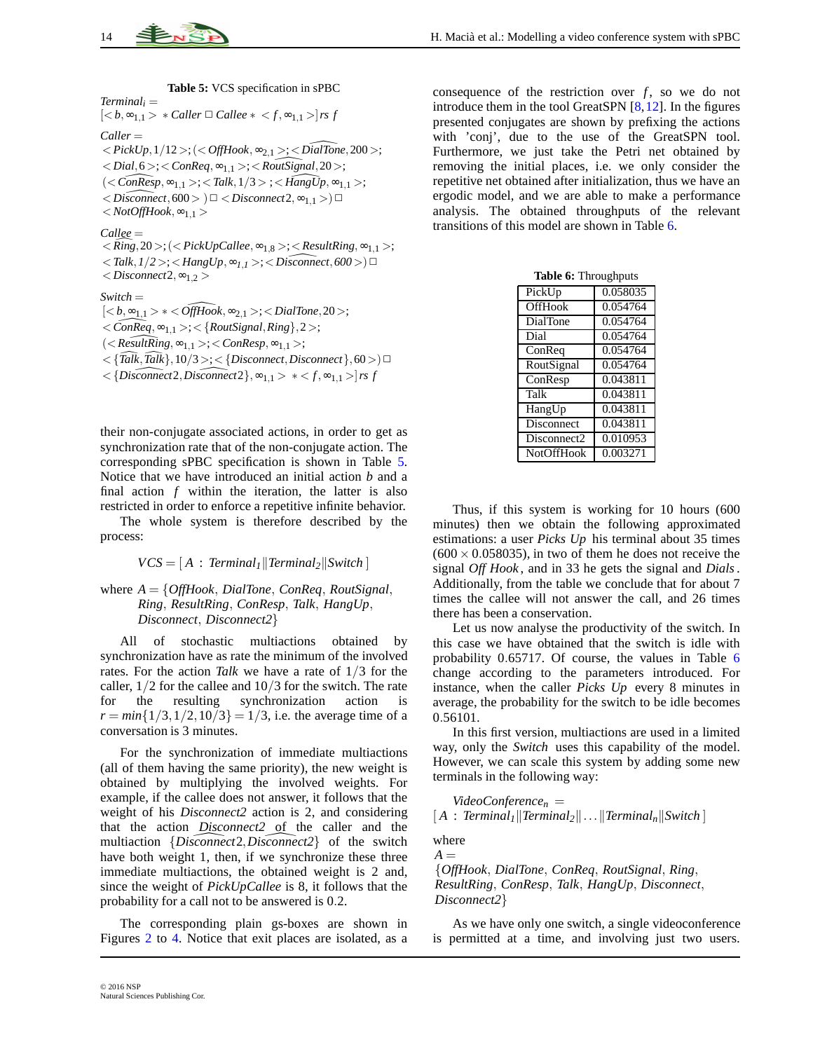**Table 5:** VCS specification in sPBC

$Terminal_i =$
$[< b, \infty_{1,1} > * \; Caller \; \square \; Callee * < f, \infty_{1,1} > ] \; rs \; f$

$Caller =$
$< PickUp, 1/12 >; (< OffHook, \infty_{2,1} >; < \widehat{DialTone}, 200 >;$
$< Dial, 6 >; < ConReq, \infty_{1,1} >; < \widehat{RoutSignal}, 20 >;$
$(< \widehat{ConResp}, \infty_{1,1} >; < Talk, 1/3 >; < \widehat{HangUp}, \infty_{1,1} >;$
$< \widehat{Disconnect}, 600 > ) \; \square \; < Disconnect2, \infty_{1,1} > ) \; \square$
$< NotOffHook, \infty_{1,1} >$

$Callee =$
$< Ring, 20 >; (< PickUpCallee, \infty_{1,8} >; < \widehat{ResultRing}, \infty_{1,1} >;$
$< Talk, 1/2 >; < HangUp, \infty_{1,1} >; < \widehat{Disconnect}, 600 > ) \; \square$
$< Disconnect2, \infty_{1,2} >$

$Switch =$
$[< b, \infty_{1,1} > * < \widehat{OffHook}, \infty_{2,1} >; < DialTone, 20 >;$
$< \widehat{ConReq}, \infty_{1,1} >; < \{RoutSignal, Ring\}, 2 >;$
$(< \widehat{ResultRing}, \infty_{1,1} >; < ConResp, \infty_{1,1} >;$
$< \{\widehat{Talk}, \widehat{Talk}\}, 10/3 >; < \{Disconnect, Disconnect\}, 60 > ) \; \square$
$< \{\widehat{Disconnect2}, \widehat{Disconnect2}\}, \infty_{1,1} > * < f, \infty_{1,1} > ] \; rs \; f$

their non-conjugate associated actions, in order to get as synchronization rate that of the non-conjugate action. The corresponding sPBC specification is shown in Table 5. Notice that we have introduced an initial action $b$ and a final action $f$ within the iteration, the latter is also restricted in order to enforce a repetitive infinite behavior.

The whole system is therefore described by the process:

$$VCS = [\, A \, : \, Terminal_1 \| Terminal_2 \| Switch \,]$$

where $A = \{OffHook,\ DialTone,\ ConReq,\ RoutSignal,\ Ring,\ ResultRing,\ ConResp,\ Talk,\ HangUp,\ Disconnect,\ Disconnect2\}$

All of stochastic multiactions obtained by synchronization have as rate the minimum of the involved rates. For the action *Talk* we have a rate of $1/3$ for the caller, $1/2$ for the callee and $10/3$ for the switch. The rate for the resulting synchronization action is $r = min\{1/3, 1/2, 10/3\} = 1/3$, i.e. the average time of a conversation is 3 minutes.

For the synchronization of immediate multiactions (all of them having the same priority), the new weight is obtained by multiplying the involved weights. For example, if the callee does not answer, it follows that the weight of his *Disconnect2* action is 2, and considering that the action $\widehat{Disconnect2}$ of the caller and the multiaction $\{\widehat{Disconnect2}, \widehat{Disconnect2}\}$ of the switch have both weight 1, then, if we synchronize these three immediate multiactions, the obtained weight is 2 and, since the weight of *PickUpCallee* is 8, it follows that the probability for a call not to be answered is 0.2.

The corresponding plain gs-boxes are shown in Figures 2 to 4. Notice that exit places are isolated, as a consequence of the restriction over $f$, so we do not introduce them in the tool GreatSPN [8,12]. In the figures presented conjugates are shown by prefixing the actions with 'conj', due to the use of the GreatSPN tool. Furthermore, we just take the Petri net obtained by removing the initial places, i.e. we only consider the repetitive net obtained after initialization, thus we have an ergodic model, and we are able to make a performance analysis. The obtained throughputs of the relevant transitions of this model are shown in Table 6.

**Table 6:** Throughputs

| Transition | Throughput |
|---|---|
| PickUp | 0.058035 |
| OffHook | 0.054764 |
| DialTone | 0.054764 |
| Dial | 0.054764 |
| ConReq | 0.054764 |
| RoutSignal | 0.054764 |
| ConResp | 0.043811 |
| Talk | 0.043811 |
| HangUp | 0.043811 |
| Disconnect | 0.043811 |
| Disconnect2 | 0.010953 |
| NotOffHook | 0.003271 |

Thus, if this system is working for 10 hours (600 minutes) then we obtain the following approximated estimations: a user *Picks Up* his terminal about 35 times ($600 \times 0.058035$), in two of them he does not receive the signal *Off Hook*, and in 33 he gets the signal and *Dials*. Additionally, from the table we conclude that for about 7 times the callee will not answer the call, and 26 times there has been a conservation.

Let us now analyse the productivity of the switch. In this case we have obtained that the switch is idle with probability 0.65717. Of course, the values in Table 6 change according to the parameters introduced. For instance, when the caller *Picks Up* every 8 minutes in average, the probability for the switch to be idle becomes 0.56101.

In this first version, multiactions are used in a limited way, only the *Switch* uses this capability of the model. However, we can scale this system by adding some new terminals in the following way:

$$VideoConference_n = [\, A \, : \, Terminal_1 \| Terminal_2 \| \ldots \| Terminal_n \| Switch \,]$$

where
$A = \{OffHook,\ DialTone,\ ConReq,\ RoutSignal,\ Ring,\ ResultRing,\ ConResp,\ Talk,\ HangUp,\ Disconnect,\ Disconnect2\}$

As we have only one switch, a single videoconference is permitted at a time, and involving just two users.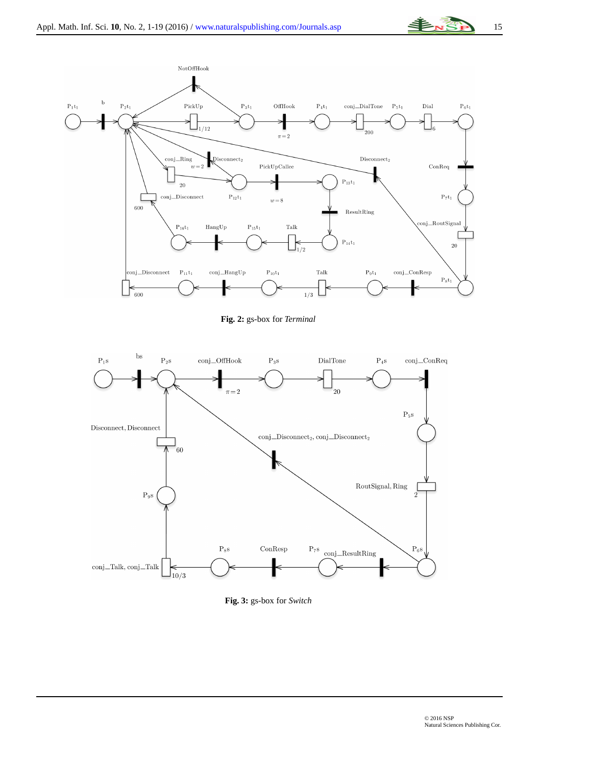Fig. 2: gs-box for *Terminal*

Fig. 3: gs-box for *Switch*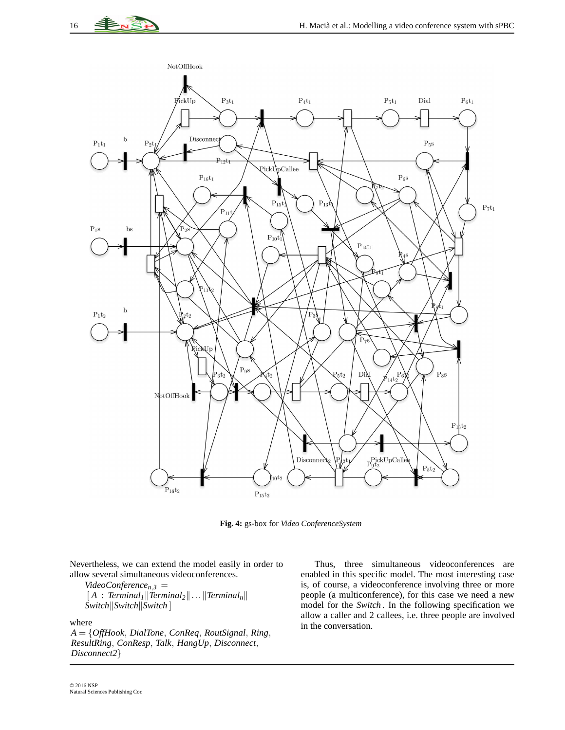Fig. 4: gs-box for *Video ConferenceSystem*

Nevertheless, we can extend the model easily in order to allow several simultaneous videoconferences.

$VideoConference_{n,3}$ =
$[A$ : $Terminal_1 \| Terminal_2 \| \ldots \| Terminal_n \|$
$Switch \| Switch \| Switch]$

where
$A = \{$*OffHook*, *DialTone*, *ConReq*, *RoutSignal*, *Ring*, *ResultRing*, *ConResp*, *Talk*, *HangUp*, *Disconnect*, *Disconnect2*$\}$

Thus, three simultaneous videoconferences are enabled in this specific model. The most interesting case is, of course, a videoconference involving three or more people (a multiconference), for this case we need a new model for the *Switch*. In the following specification we allow a caller and 2 callees, i.e. three people are involved in the conversation.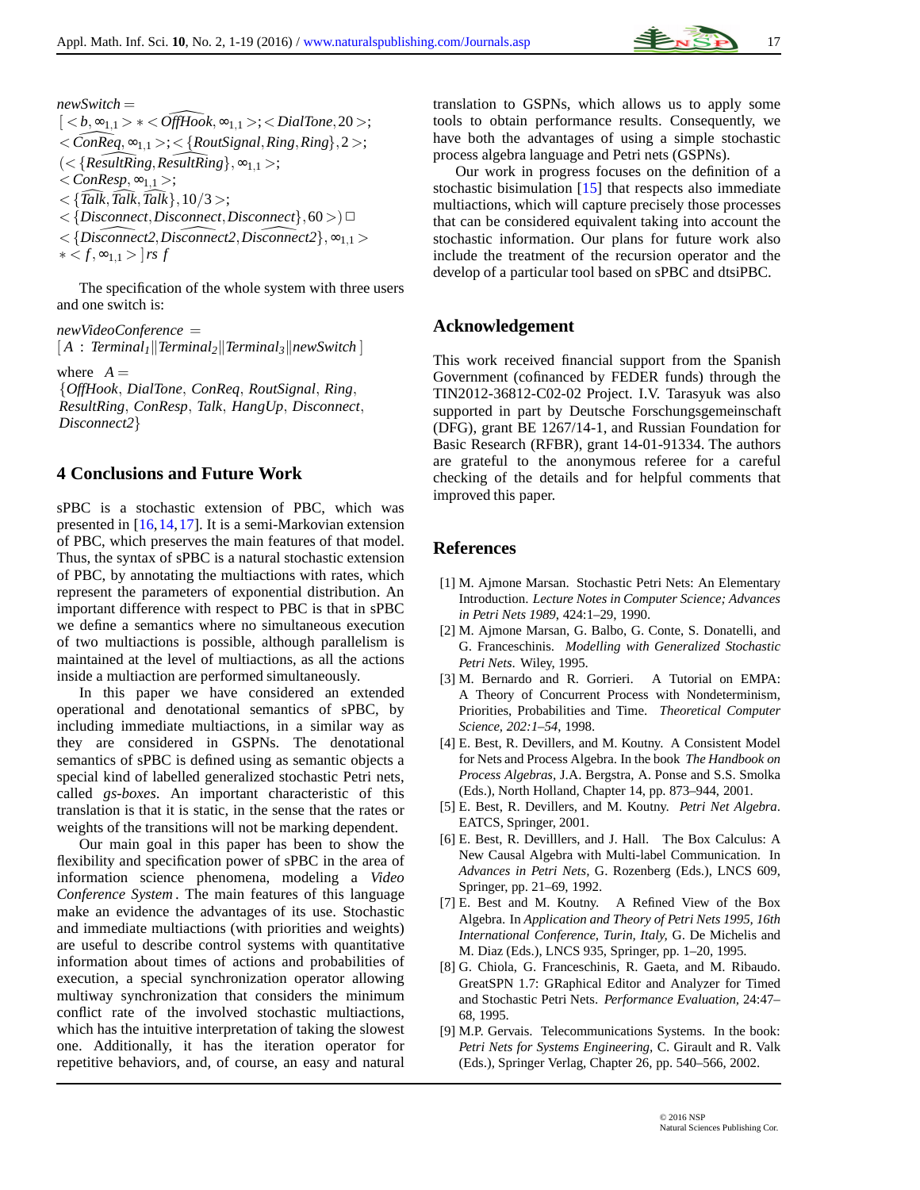*newSwitch* =
$[ <b, \infty_{1,1}> * <\widehat{OffHook}, \infty_{1,1}>; <DialTone, 20>;$
$<\widehat{ConReq}, \infty_{1,1}>; <\{RoutSignal, Ring, Ring\}, 2>;$
$(<\{\widehat{ResultRing}, \widehat{ResultRing}\}, \infty_{1,1}>;$
$<ConResp, \infty_{1,1}>;$
$<\{\widehat{Talk}, \widehat{Talk}, \widehat{Talk}\}, 10/3>;$
$<\{\widehat{Disconnect}, \widehat{Disconnect}, \widehat{Disconnect}\}, 60>) \Box$
$<\{\widehat{Disconnect2}, \widehat{Disconnect2}, \widehat{Disconnect2}\}, \infty_{1,1}>$
$* <f, \infty_{1,1}> ]\, rs\, f$

The specification of the whole system with three users and one switch is:

*newVideoConference* =
$[\, A : Terminal_1 \| Terminal_2 \| Terminal_3 \| newSwitch\, ]$

where $A =$
{*OffHook*, *DialTone*, *ConReq*, *RoutSignal*, *Ring*, *ResultRing*, *ConResp*, *Talk*, *HangUp*, *Disconnect*, *Disconnect2*}

## 4 Conclusions and Future Work

sPBC is a stochastic extension of PBC, which was presented in [16,14,17]. It is a semi-Markovian extension of PBC, which preserves the main features of that model. Thus, the syntax of sPBC is a natural stochastic extension of PBC, by annotating the multiactions with rates, which represent the parameters of exponential distribution. An important difference with respect to PBC is that in sPBC we define a semantics where no simultaneous execution of two multiactions is possible, although parallelism is maintained at the level of multiactions, as all the actions inside a multiaction are performed simultaneously.

In this paper we have considered an extended operational and denotational semantics of sPBC, by including immediate multiactions, in a similar way as they are considered in GSPNs. The denotational semantics of sPBC is defined using as semantic objects a special kind of labelled generalized stochastic Petri nets, called *gs-boxes*. An important characteristic of this translation is that it is static, in the sense that the rates or weights of the transitions will not be marking dependent.

Our main goal in this paper has been to show the flexibility and specification power of sPBC in the area of information science phenomena, modeling a *Video Conference System* . The main features of this language make an evidence the advantages of its use. Stochastic and immediate multiactions (with priorities and weights) are useful to describe control systems with quantitative information about times of actions and probabilities of execution, a special synchronization operator allowing multiway synchronization that considers the minimum conflict rate of the involved stochastic multiactions, which has the intuitive interpretation of taking the slowest one. Additionally, it has the iteration operator for repetitive behaviors, and, of course, an easy and natural translation to GSPNs, which allows us to apply some tools to obtain performance results. Consequently, we have both the advantages of using a simple stochastic process algebra language and Petri nets (GSPNs).

Our work in progress focuses on the definition of a stochastic bisimulation [15] that respects also immediate multiactions, which will capture precisely those processes that can be considered equivalent taking into account the stochastic information. Our plans for future work also include the treatment of the recursion operator and the develop of a particular tool based on sPBC and dtsiPBC.

## Acknowledgement

This work received financial support from the Spanish Government (cofinanced by FEDER funds) through the TIN2012-36812-C02-02 Project. I.V. Tarasyuk was also supported in part by Deutsche Forschungsgemeinschaft (DFG), grant BE 1267/14-1, and Russian Foundation for Basic Research (RFBR), grant 14-01-91334. The authors are grateful to the anonymous referee for a careful checking of the details and for helpful comments that improved this paper.

## References

[1] M. Ajmone Marsan. Stochastic Petri Nets: An Elementary Introduction. *Lecture Notes in Computer Science; Advances in Petri Nets 1989*, 424:1–29, 1990.

[2] M. Ajmone Marsan, G. Balbo, G. Conte, S. Donatelli, and G. Franceschinis. *Modelling with Generalized Stochastic Petri Nets*. Wiley, 1995.

[3] M. Bernardo and R. Gorrieri. A Tutorial on EMPA: A Theory of Concurrent Process with Nondeterminism, Priorities, Probabilities and Time. *Theoretical Computer Science, 202:1–54*, 1998.

[4] E. Best, R. Devillers, and M. Koutny. A Consistent Model for Nets and Process Algebra. In the book *The Handbook on Process Algebras*, J.A. Bergstra, A. Ponse and S.S. Smolka (Eds.), North Holland, Chapter 14, pp. 873–944, 2001.

[5] E. Best, R. Devillers, and M. Koutny. *Petri Net Algebra*. EATCS, Springer, 2001.

[6] E. Best, R. Devillers, and J. Hall. The Box Calculus: A New Causal Algebra with Multi-label Communication. In *Advances in Petri Nets*, G. Rozenberg (Eds.), LNCS 609, Springer, pp. 21–69, 1992.

[7] E. Best and M. Koutny. A Refined View of the Box Algebra. In *Application and Theory of Petri Nets 1995, 16th International Conference, Turin, Italy*, G. De Michelis and M. Diaz (Eds.), LNCS 935, Springer, pp. 1–20, 1995.

[8] G. Chiola, G. Franceschinis, R. Gaeta, and M. Ribaudo. GreatSPN 1.7: GRaphical Editor and Analyzer for Timed and Stochastic Petri Nets. *Performance Evaluation*, 24:47–68, 1995.

[9] M.P. Gervais. Telecommunications Systems. In the book: *Petri Nets for Systems Engineering*, C. Girault and R. Valk (Eds.), Springer Verlag, Chapter 26, pp. 540–566, 2002.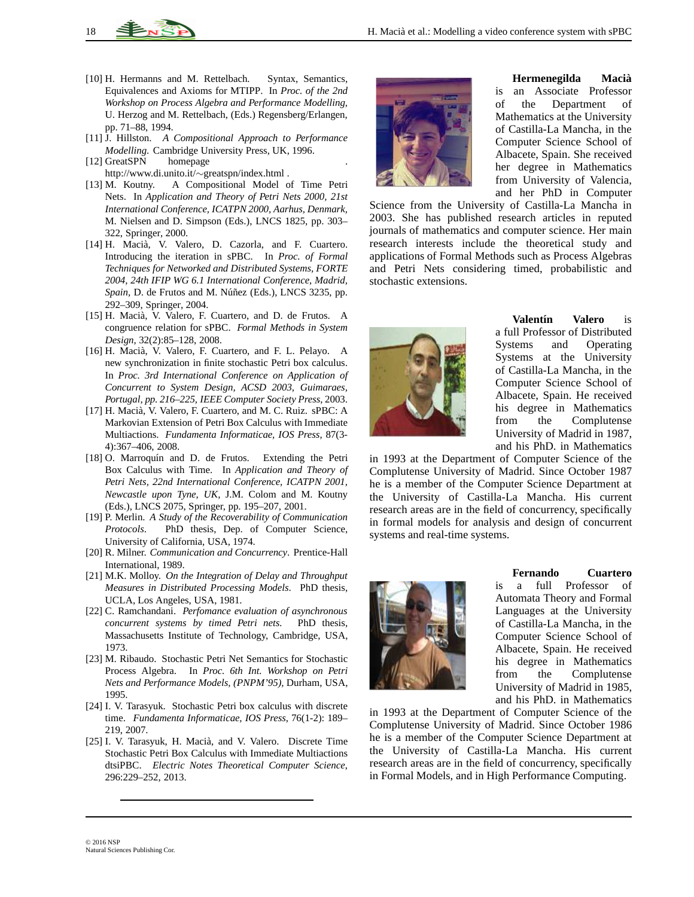[10] H. Hermanns and M. Rettelbach. Syntax, Semantics, Equivalences and Axioms for MTIPP. In *Proc. of the 2nd Workshop on Process Algebra and Performance Modelling*, U. Herzog and M. Rettelbach, (Eds.) Regensberg/Erlangen, pp. 71–88, 1994.

[11] J. Hillston. *A Compositional Approach to Performance Modelling*. Cambridge University Press, UK, 1996.

[12] GreatSPN homepage . http://www.di.unito.it/∼greatspn/index.html .

[13] M. Koutny. A Compositional Model of Time Petri Nets. In *Application and Theory of Petri Nets 2000, 21st International Conference, ICATPN 2000, Aarhus, Denmark*, M. Nielsen and D. Simpson (Eds.), LNCS 1825, pp. 303–322, Springer, 2000.

[14] H. Macià, V. Valero, D. Cazorla, and F. Cuartero. Introducing the iteration in sPBC. In *Proc. of Formal Techniques for Networked and Distributed Systems, FORTE 2004, 24th IFIP WG 6.1 International Conference, Madrid, Spain*, D. de Frutos and M. Núñez (Eds.), LNCS 3235, pp. 292–309, Springer, 2004.

[15] H. Macià, V. Valero, F. Cuartero, and D. de Frutos. A congruence relation for sPBC. *Formal Methods in System Design*, 32(2):85–128, 2008.

[16] H. Macià, V. Valero, F. Cuartero, and F. L. Pelayo. A new synchronization in finite stochastic Petri box calculus. In *Proc. 3rd International Conference on Application of Concurrent to System Design, ACSD 2003, Guimaraes, Portugal, pp. 216–225, IEEE Computer Society Press*, 2003.

[17] H. Macià, V. Valero, F. Cuartero, and M. C. Ruiz. sPBC: A Markovian Extension of Petri Box Calculus with Immediate Multiactions. *Fundamenta Informaticae, IOS Press*, 87(3-4):367–406, 2008.

[18] O. Marroquín and D. de Frutos. Extending the Petri Box Calculus with Time. In *Application and Theory of Petri Nets, 22nd International Conference, ICATPN 2001, Newcastle upon Tyne, UK*, J.M. Colom and M. Koutny (Eds.), LNCS 2075, Springer, pp. 195–207, 2001.

[19] P. Merlin. *A Study of the Recoverability of Communication Protocols*. PhD thesis, Dep. of Computer Science, University of California, USA, 1974.

[20] R. Milner. *Communication and Concurrency*. Prentice-Hall International, 1989.

[21] M.K. Molloy. *On the Integration of Delay and Throughput Measures in Distributed Processing Models*. PhD thesis, UCLA, Los Angeles, USA, 1981.

[22] C. Ramchandani. *Perfomance evaluation of asynchronous concurrent systems by timed Petri nets*. PhD thesis, Massachusetts Institute of Technology, Cambridge, USA, 1973.

[23] M. Ribaudo. Stochastic Petri Net Semantics for Stochastic Process Algebra. In *Proc. 6th Int. Workshop on Petri Nets and Performance Models, (PNPM'95)*, Durham, USA, 1995.

[24] I. V. Tarasyuk. Stochastic Petri box calculus with discrete time. *Fundamenta Informaticae, IOS Press*, 76(1-2): 189–219, 2007.

[25] I. V. Tarasyuk, H. Macià, and V. Valero. Discrete Time Stochastic Petri Box Calculus with Immediate Multiactions dtsiPBC. *Electric Notes Theoretical Computer Science*, 296:229–252, 2013.

**Hermenegilda Macià** is an Associate Professor of the Department of Mathematics at the University of Castilla-La Mancha, in the Computer Science School of Albacete, Spain. She received her degree in Mathematics from University of Valencia, and her PhD in Computer Science from the University of Castilla-La Mancha in 2003. She has published research articles in reputed journals of mathematics and computer science. Her main research interests include the theoretical study and applications of Formal Methods such as Process Algebras and Petri Nets considering timed, probabilistic and stochastic extensions.

**Valentín Valero** is a full Professor of Distributed Systems and Operating Systems at the University of Castilla-La Mancha, in the Computer Science School of Albacete, Spain. He received his degree in Mathematics from the Complutense University of Madrid in 1987, and his PhD. in Mathematics in 1993 at the Department of Computer Science of the Complutense University of Madrid. Since October 1987 he is a member of the Computer Science Department at the University of Castilla-La Mancha. His current research areas are in the field of concurrency, specifically in formal models for analysis and design of concurrent systems and real-time systems.

**Fernando Cuartero** is a full Professor of Automata Theory and Formal Languages at the University of Castilla-La Mancha, in the Computer Science School of Albacete, Spain. He received his degree in Mathematics from the Complutense University of Madrid in 1985, and his PhD. in Mathematics in 1993 at the Department of Computer Science of the Complutense University of Madrid. Since October 1986 he is a member of the Computer Science Department at the University of Castilla-La Mancha. His current research areas are in the field of concurrency, specifically in Formal Models, and in High Performance Computing.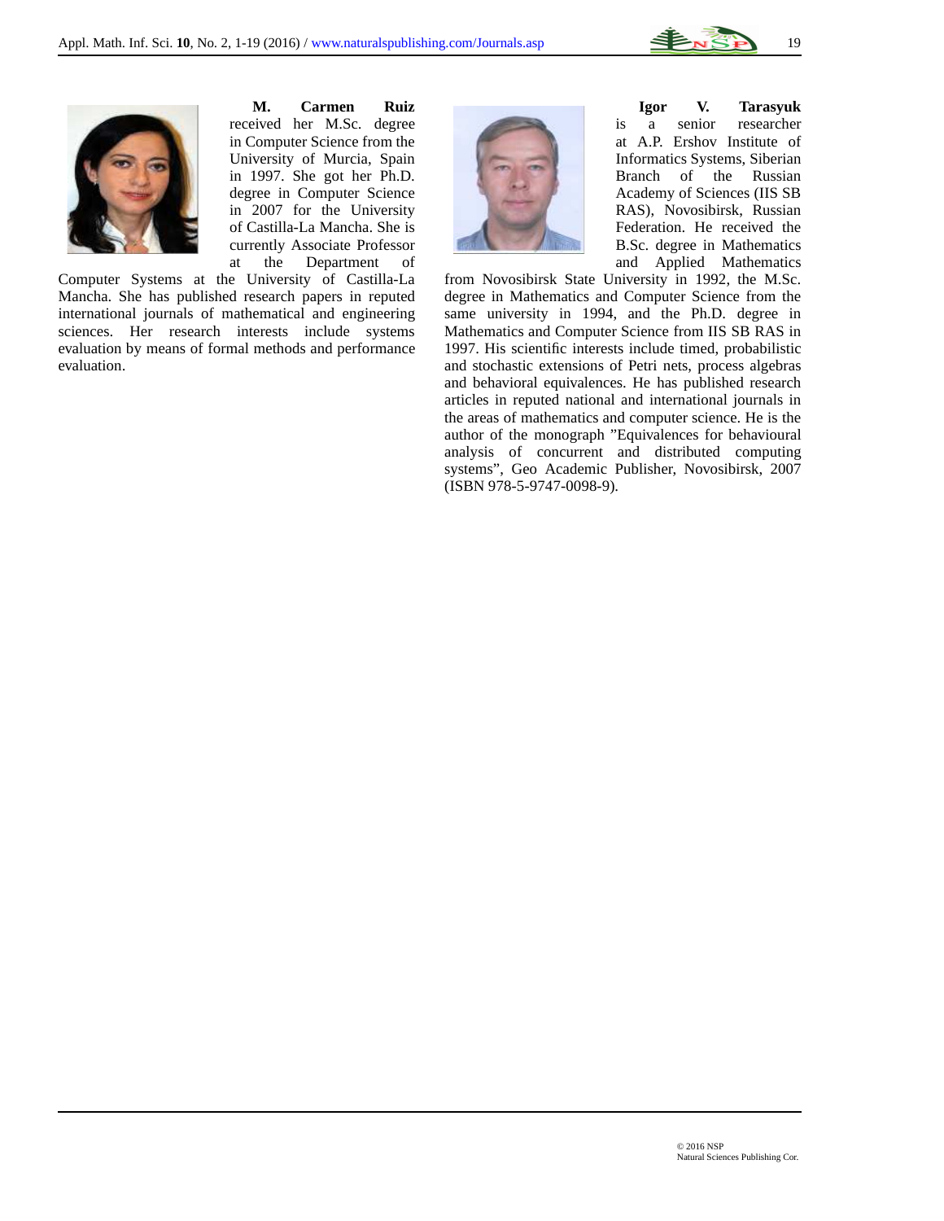**M. Carmen Ruiz** received her M.Sc. degree in Computer Science from the University of Murcia, Spain in 1997. She got her Ph.D. degree in Computer Science in 2007 for the University of Castilla-La Mancha. She is currently Associate Professor at the Department of Computer Systems at the University of Castilla-La Mancha. She has published research papers in reputed international journals of mathematical and engineering sciences. Her research interests include systems evaluation by means of formal methods and performance evaluation.

**Igor V. Tarasyuk** is a senior researcher at A.P. Ershov Institute of Informatics Systems, Siberian Branch of the Russian Academy of Sciences (IIS SB RAS), Novosibirsk, Russian Federation. He received the B.Sc. degree in Mathematics and Applied Mathematics from Novosibirsk State University in 1992, the M.Sc. degree in Mathematics and Computer Science from the same university in 1994, and the Ph.D. degree in Mathematics and Computer Science from IIS SB RAS in 1997. His scientific interests include timed, probabilistic and stochastic extensions of Petri nets, process algebras and behavioral equivalences. He has published research articles in reputed national and international journals in the areas of mathematics and computer science. He is the author of the monograph "Equivalences for behavioural analysis of concurrent and distributed computing systems", Geo Academic Publisher, Novosibirsk, 2007 (ISBN 978-5-9747-0098-9).